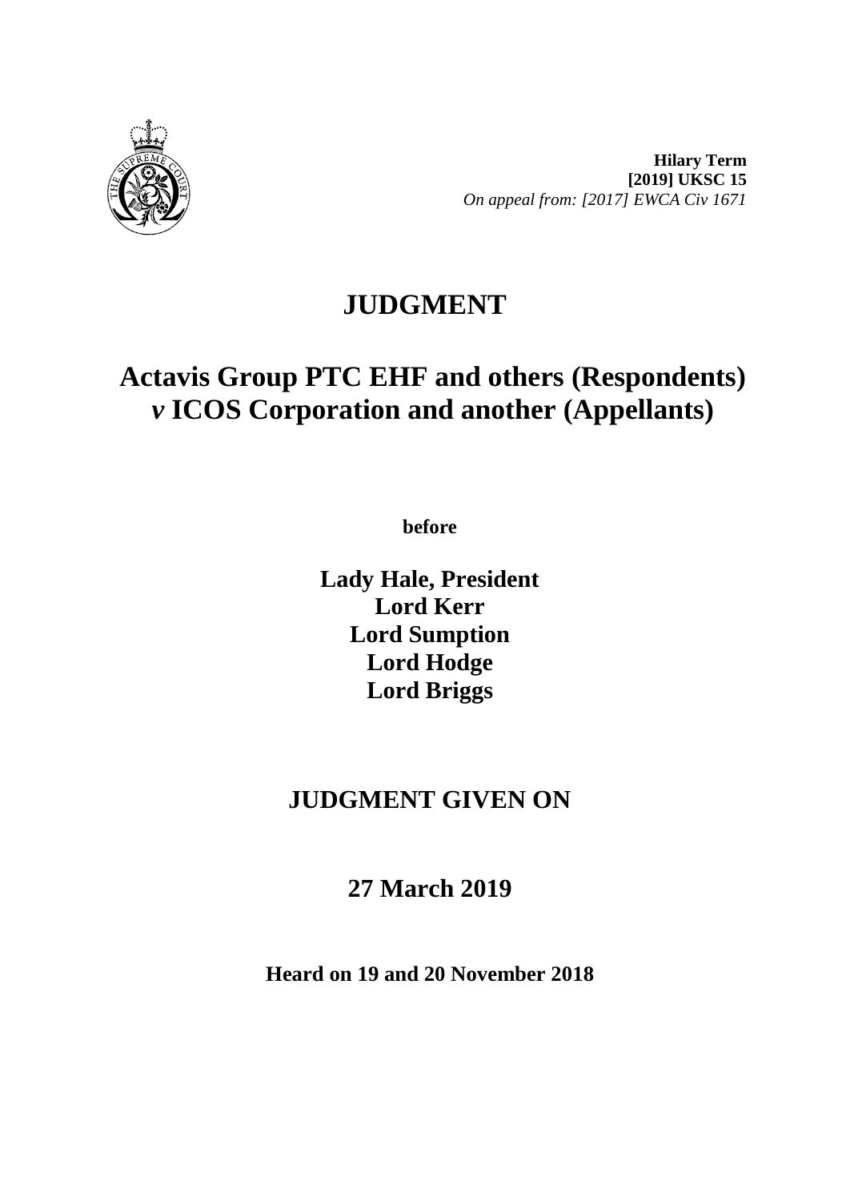**Hilary Term**
**[2019] UKSC 15**
*On appeal from: [2017] EWCA Civ 1671*

# JUDGMENT

## Actavis Group PTC EHF and others (Respondents) *v* ICOS Corporation and another (Appellants)

**before**

**Lady Hale, President**
**Lord Kerr**
**Lord Sumption**
**Lord Hodge**
**Lord Briggs**

## JUDGMENT GIVEN ON

## 27 March 2019

**Heard on 19 and 20 November 2018**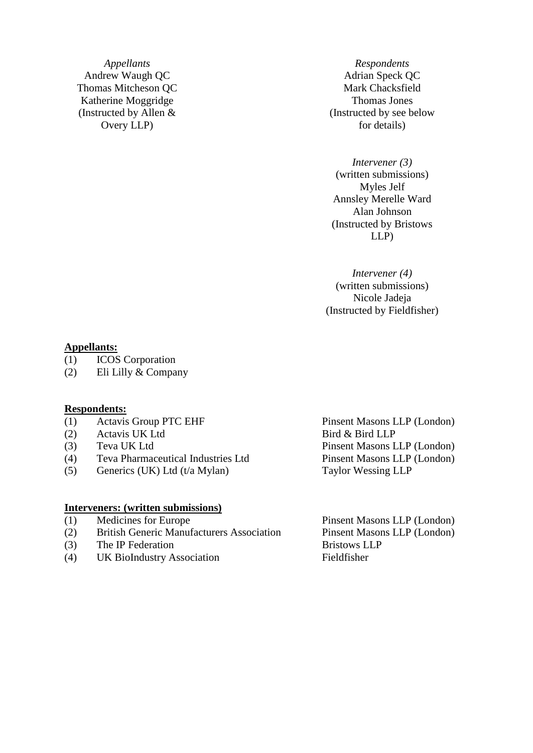| *Appellants* | *Respondents* |
|---|---|
| Andrew Waugh QC | Adrian Speck QC |
| Thomas Mitcheson QC | Mark Chacksfield |
| Katherine Moggridge | Thomas Jones |
| (Instructed by Allen & Overy LLP) | (Instructed by see below for details) |

*Intervener (3)*
(written submissions)
Myles Jelf
Annsley Merelle Ward
Alan Johnson
(Instructed by Bristows LLP)

*Intervener (4)*
(written submissions)
Nicole Jadeja
(Instructed by Fieldfisher)

**Appellants:**

(1) ICOS Corporation
(2) Eli Lilly & Company

**Respondents:**

| | | |
|---|---|---|
| (1) | Actavis Group PTC EHF | Pinsent Masons LLP (London) |
| (2) | Actavis UK Ltd | Bird & Bird LLP |
| (3) | Teva UK Ltd | Pinsent Masons LLP (London) |
| (4) | Teva Pharmaceutical Industries Ltd | Pinsent Masons LLP (London) |
| (5) | Generics (UK) Ltd (t/a Mylan) | Taylor Wessing LLP |

**Interveners: (written submissions)**

| | | |
|---|---|---|
| (1) | Medicines for Europe | Pinsent Masons LLP (London) |
| (2) | British Generic Manufacturers Association | Pinsent Masons LLP (London) |
| (3) | The IP Federation | Bristows LLP |
| (4) | UK BioIndustry Association | Fieldfisher |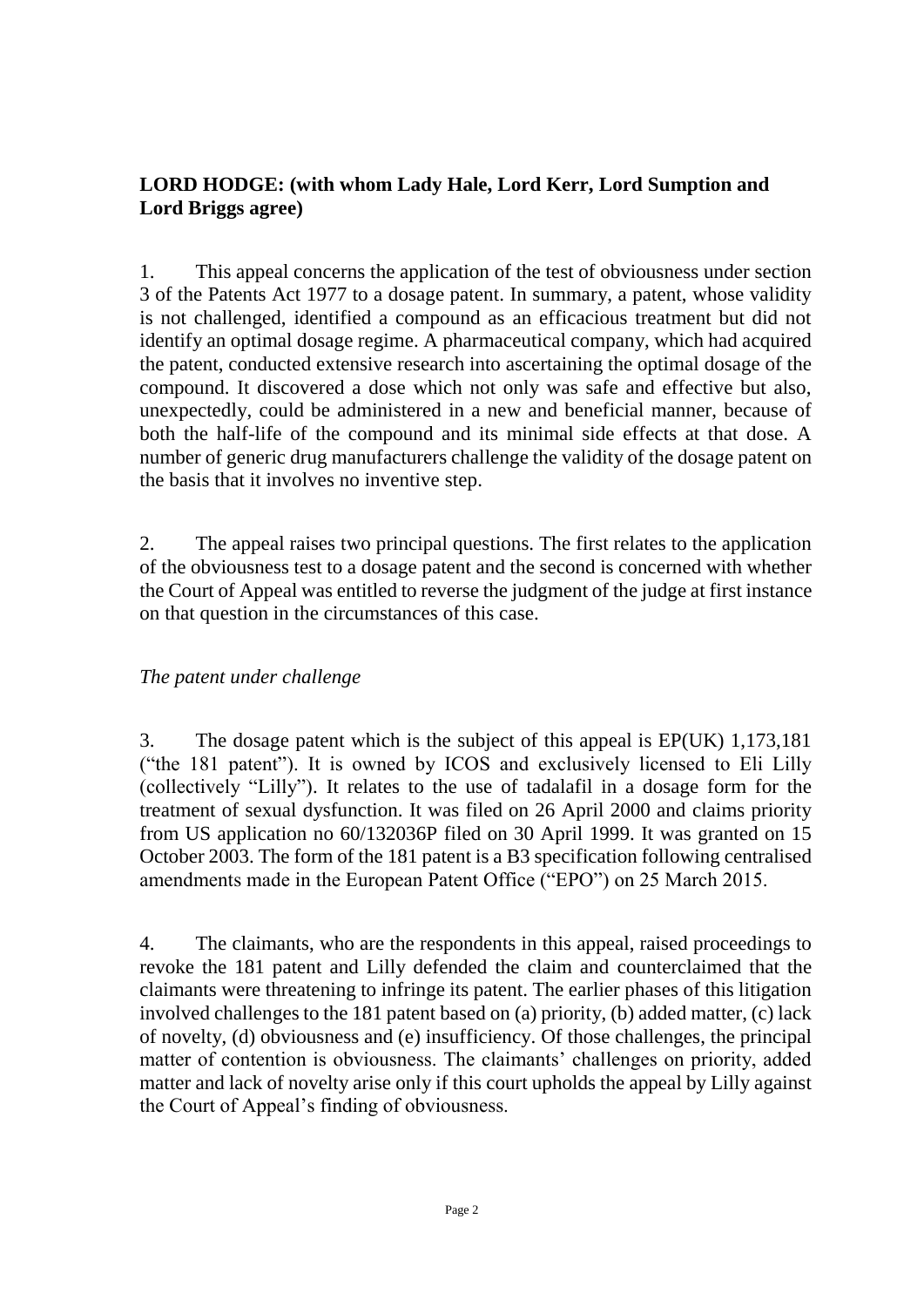**LORD HODGE: (with whom Lady Hale, Lord Kerr, Lord Sumption and Lord Briggs agree)**

1. This appeal concerns the application of the test of obviousness under section 3 of the Patents Act 1977 to a dosage patent. In summary, a patent, whose validity is not challenged, identified a compound as an efficacious treatment but did not identify an optimal dosage regime. A pharmaceutical company, which had acquired the patent, conducted extensive research into ascertaining the optimal dosage of the compound. It discovered a dose which not only was safe and effective but also, unexpectedly, could be administered in a new and beneficial manner, because of both the half-life of the compound and its minimal side effects at that dose. A number of generic drug manufacturers challenge the validity of the dosage patent on the basis that it involves no inventive step.

2. The appeal raises two principal questions. The first relates to the application of the obviousness test to a dosage patent and the second is concerned with whether the Court of Appeal was entitled to reverse the judgment of the judge at first instance on that question in the circumstances of this case.

*The patent under challenge*

3. The dosage patent which is the subject of this appeal is EP(UK) 1,173,181 ("the 181 patent"). It is owned by ICOS and exclusively licensed to Eli Lilly (collectively "Lilly"). It relates to the use of tadalafil in a dosage form for the treatment of sexual dysfunction. It was filed on 26 April 2000 and claims priority from US application no 60/132036P filed on 30 April 1999. It was granted on 15 October 2003. The form of the 181 patent is a B3 specification following centralised amendments made in the European Patent Office ("EPO") on 25 March 2015.

4. The claimants, who are the respondents in this appeal, raised proceedings to revoke the 181 patent and Lilly defended the claim and counterclaimed that the claimants were threatening to infringe its patent. The earlier phases of this litigation involved challenges to the 181 patent based on (a) priority, (b) added matter, (c) lack of novelty, (d) obviousness and (e) insufficiency. Of those challenges, the principal matter of contention is obviousness. The claimants' challenges on priority, added matter and lack of novelty arise only if this court upholds the appeal by Lilly against the Court of Appeal's finding of obviousness.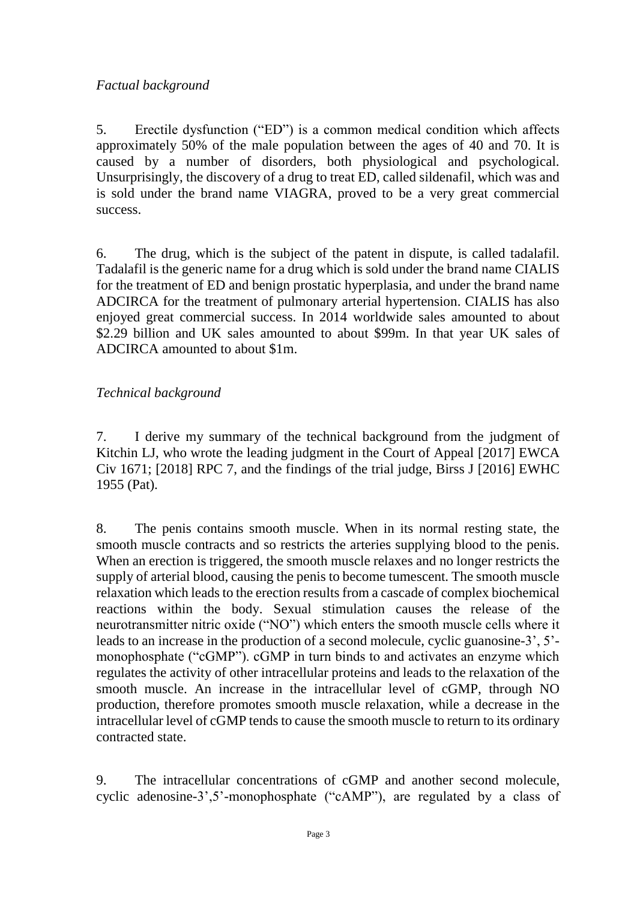*Factual background*

5. Erectile dysfunction ("ED") is a common medical condition which affects approximately 50% of the male population between the ages of 40 and 70. It is caused by a number of disorders, both physiological and psychological. Unsurprisingly, the discovery of a drug to treat ED, called sildenafil, which was and is sold under the brand name VIAGRA, proved to be a very great commercial success.

6. The drug, which is the subject of the patent in dispute, is called tadalafil. Tadalafil is the generic name for a drug which is sold under the brand name CIALIS for the treatment of ED and benign prostatic hyperplasia, and under the brand name ADCIRCA for the treatment of pulmonary arterial hypertension. CIALIS has also enjoyed great commercial success. In 2014 worldwide sales amounted to about $2.29 billion and UK sales amounted to about $99m. In that year UK sales of ADCIRCA amounted to about $1m.

*Technical background*

7. I derive my summary of the technical background from the judgment of Kitchin LJ, who wrote the leading judgment in the Court of Appeal [2017] EWCA Civ 1671; [2018] RPC 7, and the findings of the trial judge, Birss J [2016] EWHC 1955 (Pat).

8. The penis contains smooth muscle. When in its normal resting state, the smooth muscle contracts and so restricts the arteries supplying blood to the penis. When an erection is triggered, the smooth muscle relaxes and no longer restricts the supply of arterial blood, causing the penis to become tumescent. The smooth muscle relaxation which leads to the erection results from a cascade of complex biochemical reactions within the body. Sexual stimulation causes the release of the neurotransmitter nitric oxide ("NO") which enters the smooth muscle cells where it leads to an increase in the production of a second molecule, cyclic guanosine-3', 5'-monophosphate ("cGMP"). cGMP in turn binds to and activates an enzyme which regulates the activity of other intracellular proteins and leads to the relaxation of the smooth muscle. An increase in the intracellular level of cGMP, through NO production, therefore promotes smooth muscle relaxation, while a decrease in the intracellular level of cGMP tends to cause the smooth muscle to return to its ordinary contracted state.

9. The intracellular concentrations of cGMP and another second molecule, cyclic adenosine-3',5'-monophosphate ("cAMP"), are regulated by a class of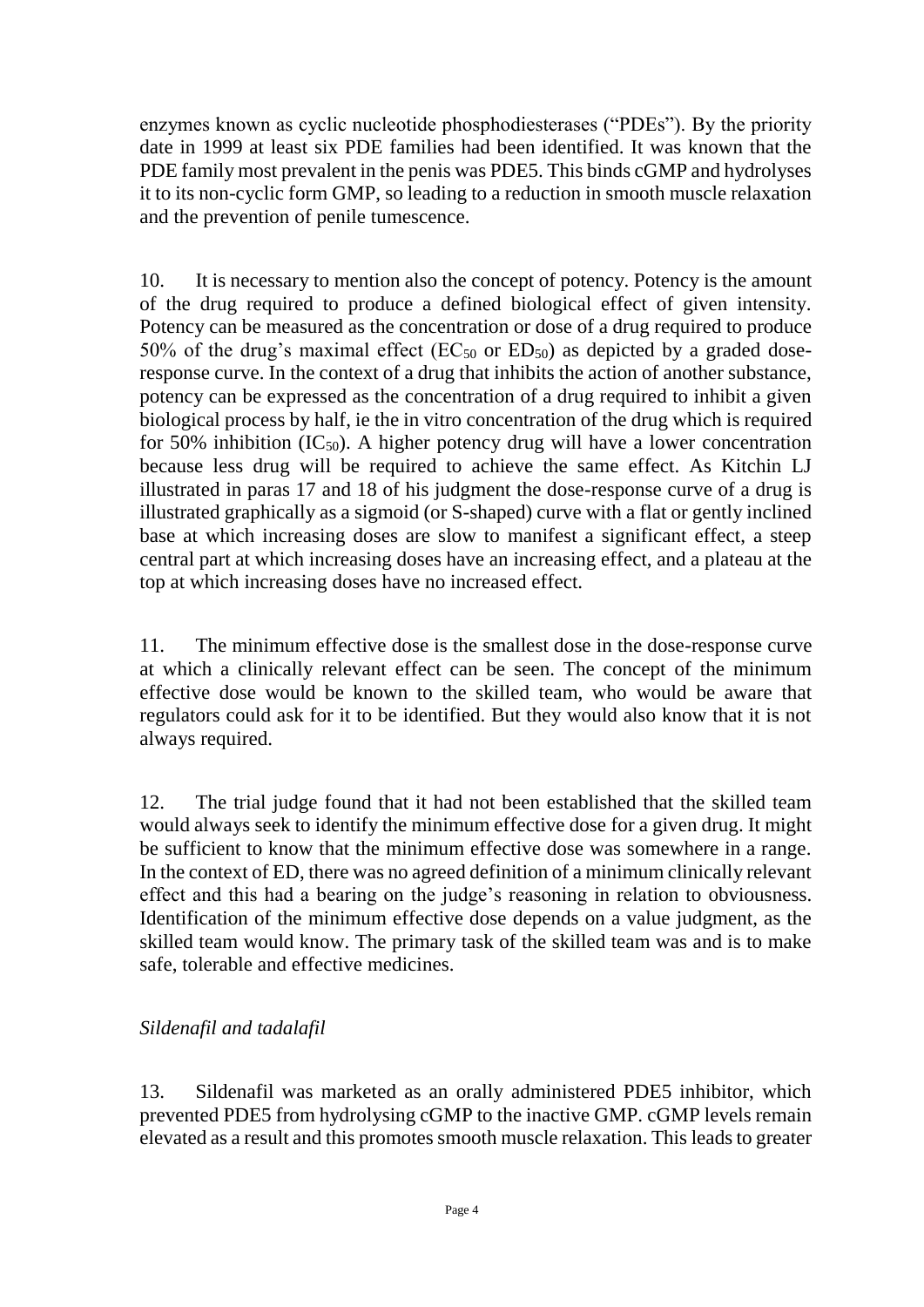enzymes known as cyclic nucleotide phosphodiesterases ("PDEs"). By the priority date in 1999 at least six PDE families had been identified. It was known that the PDE family most prevalent in the penis was PDE5. This binds cGMP and hydrolyses it to its non-cyclic form GMP, so leading to a reduction in smooth muscle relaxation and the prevention of penile tumescence.

10. It is necessary to mention also the concept of potency. Potency is the amount of the drug required to produce a defined biological effect of given intensity. Potency can be measured as the concentration or dose of a drug required to produce 50% of the drug's maximal effect ($EC_{50}$ or $ED_{50}$) as depicted by a graded dose-response curve. In the context of a drug that inhibits the action of another substance, potency can be expressed as the concentration of a drug required to inhibit a given biological process by half, ie the in vitro concentration of the drug which is required for 50% inhibition ($IC_{50}$). A higher potency drug will have a lower concentration because less drug will be required to achieve the same effect. As Kitchin LJ illustrated in paras 17 and 18 of his judgment the dose-response curve of a drug is illustrated graphically as a sigmoid (or S-shaped) curve with a flat or gently inclined base at which increasing doses are slow to manifest a significant effect, a steep central part at which increasing doses have an increasing effect, and a plateau at the top at which increasing doses have no increased effect.

11. The minimum effective dose is the smallest dose in the dose-response curve at which a clinically relevant effect can be seen. The concept of the minimum effective dose would be known to the skilled team, who would be aware that regulators could ask for it to be identified. But they would also know that it is not always required.

12. The trial judge found that it had not been established that the skilled team would always seek to identify the minimum effective dose for a given drug. It might be sufficient to know that the minimum effective dose was somewhere in a range. In the context of ED, there was no agreed definition of a minimum clinically relevant effect and this had a bearing on the judge's reasoning in relation to obviousness. Identification of the minimum effective dose depends on a value judgment, as the skilled team would know. The primary task of the skilled team was and is to make safe, tolerable and effective medicines.

*Sildenafil and tadalafil*

13. Sildenafil was marketed as an orally administered PDE5 inhibitor, which prevented PDE5 from hydrolysing cGMP to the inactive GMP. cGMP levels remain elevated as a result and this promotes smooth muscle relaxation. This leads to greater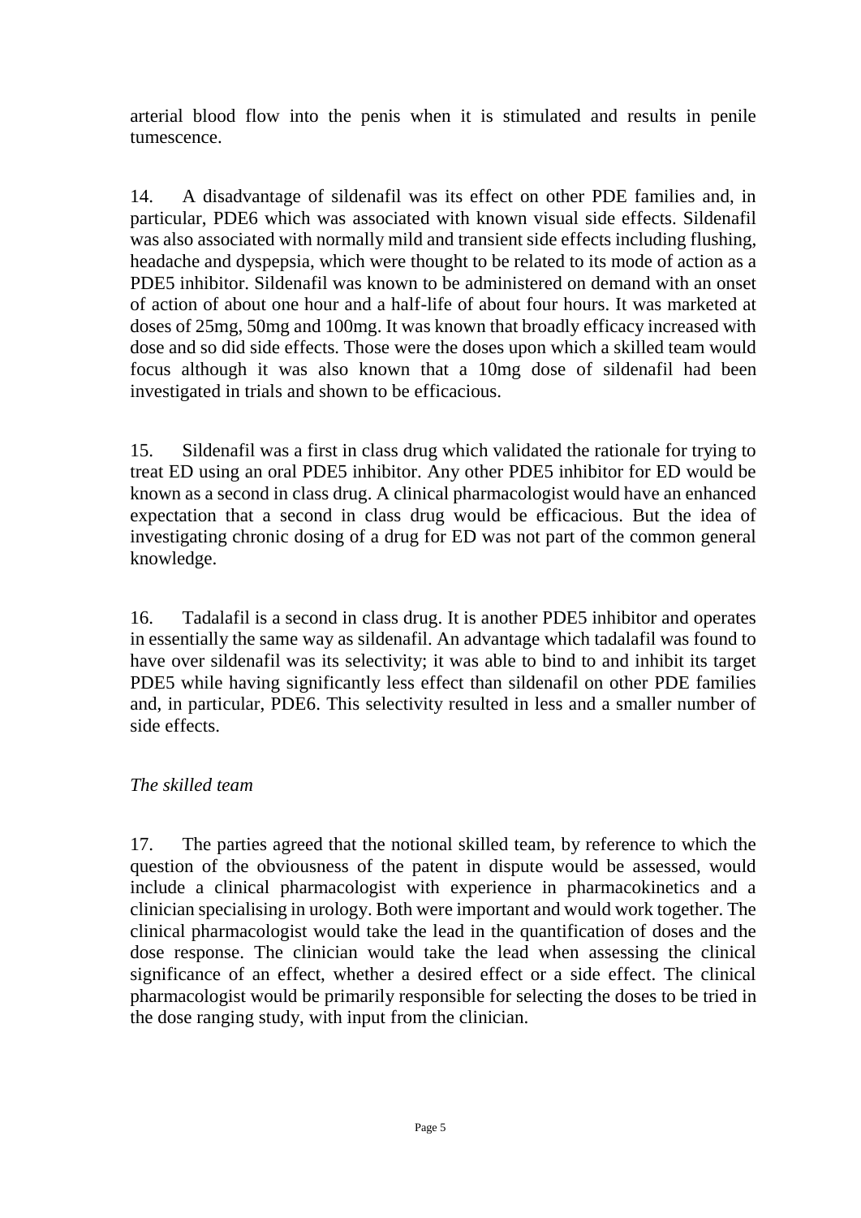arterial blood flow into the penis when it is stimulated and results in penile tumescence.

14. A disadvantage of sildenafil was its effect on other PDE families and, in particular, PDE6 which was associated with known visual side effects. Sildenafil was also associated with normally mild and transient side effects including flushing, headache and dyspepsia, which were thought to be related to its mode of action as a PDE5 inhibitor. Sildenafil was known to be administered on demand with an onset of action of about one hour and a half-life of about four hours. It was marketed at doses of 25mg, 50mg and 100mg. It was known that broadly efficacy increased with dose and so did side effects. Those were the doses upon which a skilled team would focus although it was also known that a 10mg dose of sildenafil had been investigated in trials and shown to be efficacious.

15. Sildenafil was a first in class drug which validated the rationale for trying to treat ED using an oral PDE5 inhibitor. Any other PDE5 inhibitor for ED would be known as a second in class drug. A clinical pharmacologist would have an enhanced expectation that a second in class drug would be efficacious. But the idea of investigating chronic dosing of a drug for ED was not part of the common general knowledge.

16. Tadalafil is a second in class drug. It is another PDE5 inhibitor and operates in essentially the same way as sildenafil. An advantage which tadalafil was found to have over sildenafil was its selectivity; it was able to bind to and inhibit its target PDE5 while having significantly less effect than sildenafil on other PDE families and, in particular, PDE6. This selectivity resulted in less and a smaller number of side effects.

*The skilled team*

17. The parties agreed that the notional skilled team, by reference to which the question of the obviousness of the patent in dispute would be assessed, would include a clinical pharmacologist with experience in pharmacokinetics and a clinician specialising in urology. Both were important and would work together. The clinical pharmacologist would take the lead in the quantification of doses and the dose response. The clinician would take the lead when assessing the clinical significance of an effect, whether a desired effect or a side effect. The clinical pharmacologist would be primarily responsible for selecting the doses to be tried in the dose ranging study, with input from the clinician.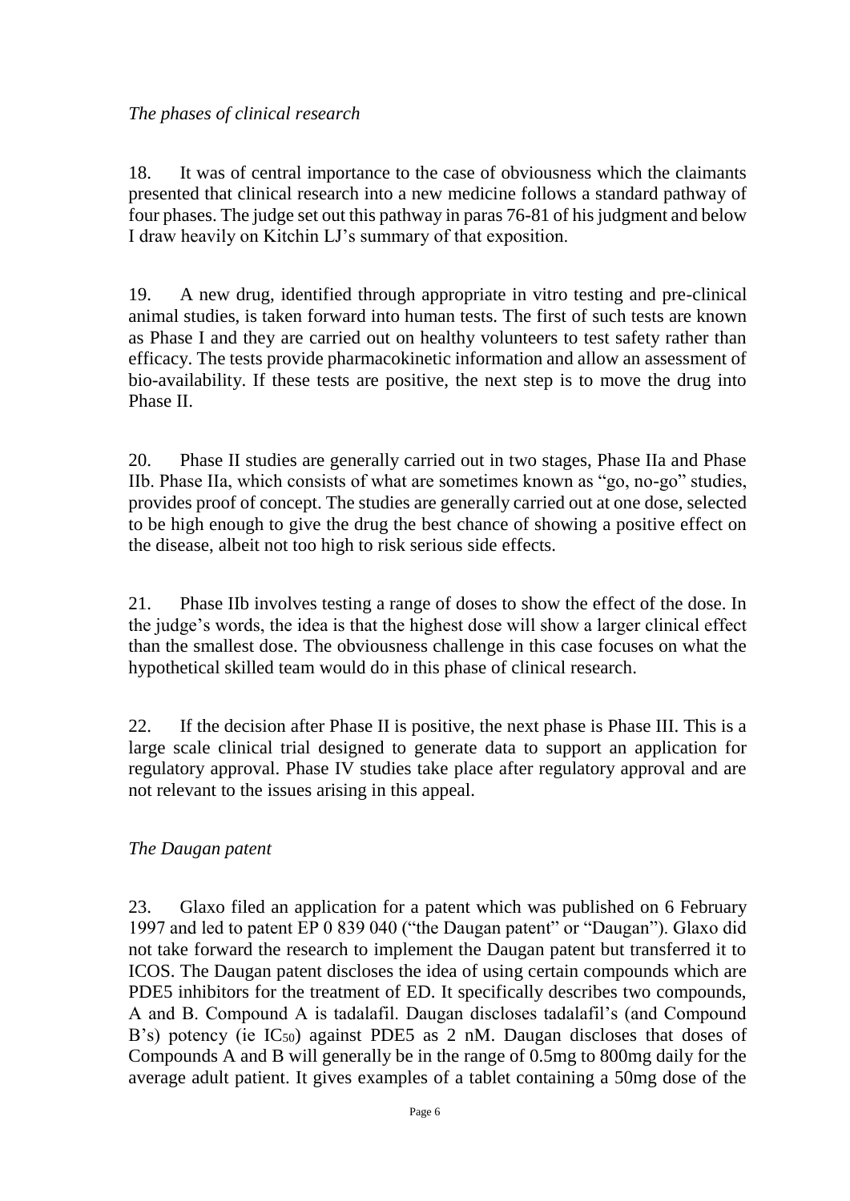*The phases of clinical research*

18. It was of central importance to the case of obviousness which the claimants presented that clinical research into a new medicine follows a standard pathway of four phases. The judge set out this pathway in paras 76-81 of his judgment and below I draw heavily on Kitchin LJ's summary of that exposition.

19. A new drug, identified through appropriate in vitro testing and pre-clinical animal studies, is taken forward into human tests. The first of such tests are known as Phase I and they are carried out on healthy volunteers to test safety rather than efficacy. The tests provide pharmacokinetic information and allow an assessment of bio-availability. If these tests are positive, the next step is to move the drug into Phase II.

20. Phase II studies are generally carried out in two stages, Phase IIa and Phase IIb. Phase IIa, which consists of what are sometimes known as "go, no-go" studies, provides proof of concept. The studies are generally carried out at one dose, selected to be high enough to give the drug the best chance of showing a positive effect on the disease, albeit not too high to risk serious side effects.

21. Phase IIb involves testing a range of doses to show the effect of the dose. In the judge's words, the idea is that the highest dose will show a larger clinical effect than the smallest dose. The obviousness challenge in this case focuses on what the hypothetical skilled team would do in this phase of clinical research.

22. If the decision after Phase II is positive, the next phase is Phase III. This is a large scale clinical trial designed to generate data to support an application for regulatory approval. Phase IV studies take place after regulatory approval and are not relevant to the issues arising in this appeal.

*The Daugan patent*

23. Glaxo filed an application for a patent which was published on 6 February 1997 and led to patent EP 0 839 040 ("the Daugan patent" or "Daugan"). Glaxo did not take forward the research to implement the Daugan patent but transferred it to ICOS. The Daugan patent discloses the idea of using certain compounds which are PDE5 inhibitors for the treatment of ED. It specifically describes two compounds, A and B. Compound A is tadalafil. Daugan discloses tadalafil's (and Compound B's) potency (ie $IC_{50}$) against PDE5 as 2 nM. Daugan discloses that doses of Compounds A and B will generally be in the range of 0.5mg to 800mg daily for the average adult patient. It gives examples of a tablet containing a 50mg dose of the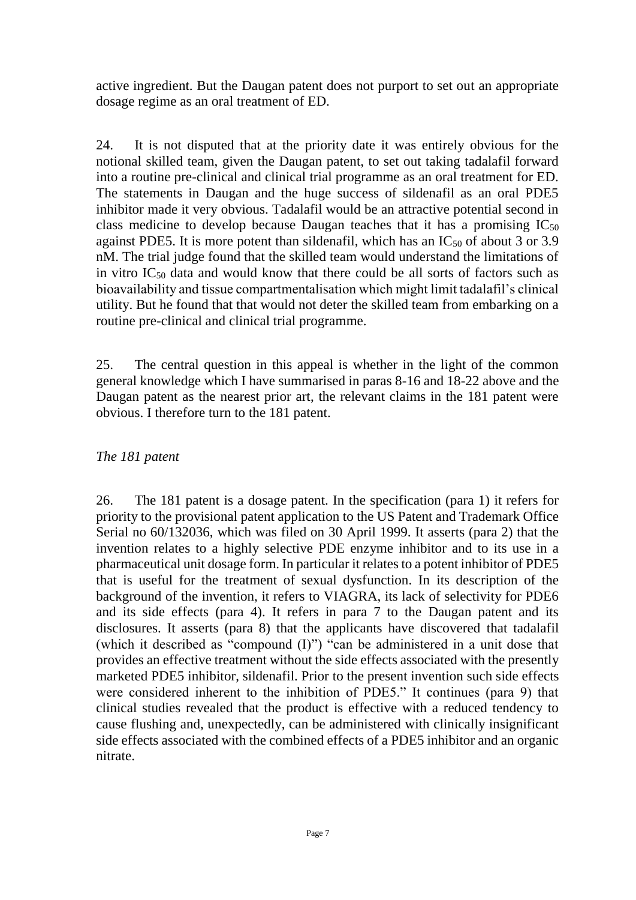active ingredient. But the Daugan patent does not purport to set out an appropriate dosage regime as an oral treatment of ED.

24. It is not disputed that at the priority date it was entirely obvious for the notional skilled team, given the Daugan patent, to set out taking tadalafil forward into a routine pre-clinical and clinical trial programme as an oral treatment for ED. The statements in Daugan and the huge success of sildenafil as an oral PDE5 inhibitor made it very obvious. Tadalafil would be an attractive potential second in class medicine to develop because Daugan teaches that it has a promising $IC_{50}$ against PDE5. It is more potent than sildenafil, which has an $IC_{50}$ of about 3 or 3.9 nM. The trial judge found that the skilled team would understand the limitations of in vitro $IC_{50}$ data and would know that there could be all sorts of factors such as bioavailability and tissue compartmentalisation which might limit tadalafil's clinical utility. But he found that that would not deter the skilled team from embarking on a routine pre-clinical and clinical trial programme.

25. The central question in this appeal is whether in the light of the common general knowledge which I have summarised in paras 8-16 and 18-22 above and the Daugan patent as the nearest prior art, the relevant claims in the 181 patent were obvious. I therefore turn to the 181 patent.

*The 181 patent*

26. The 181 patent is a dosage patent. In the specification (para 1) it refers for priority to the provisional patent application to the US Patent and Trademark Office Serial no 60/132036, which was filed on 30 April 1999. It asserts (para 2) that the invention relates to a highly selective PDE enzyme inhibitor and to its use in a pharmaceutical unit dosage form. In particular it relates to a potent inhibitor of PDE5 that is useful for the treatment of sexual dysfunction. In its description of the background of the invention, it refers to VIAGRA, its lack of selectivity for PDE6 and its side effects (para 4). It refers in para 7 to the Daugan patent and its disclosures. It asserts (para 8) that the applicants have discovered that tadalafil (which it described as "compound (I)") "can be administered in a unit dose that provides an effective treatment without the side effects associated with the presently marketed PDE5 inhibitor, sildenafil. Prior to the present invention such side effects were considered inherent to the inhibition of PDE5." It continues (para 9) that clinical studies revealed that the product is effective with a reduced tendency to cause flushing and, unexpectedly, can be administered with clinically insignificant side effects associated with the combined effects of a PDE5 inhibitor and an organic nitrate.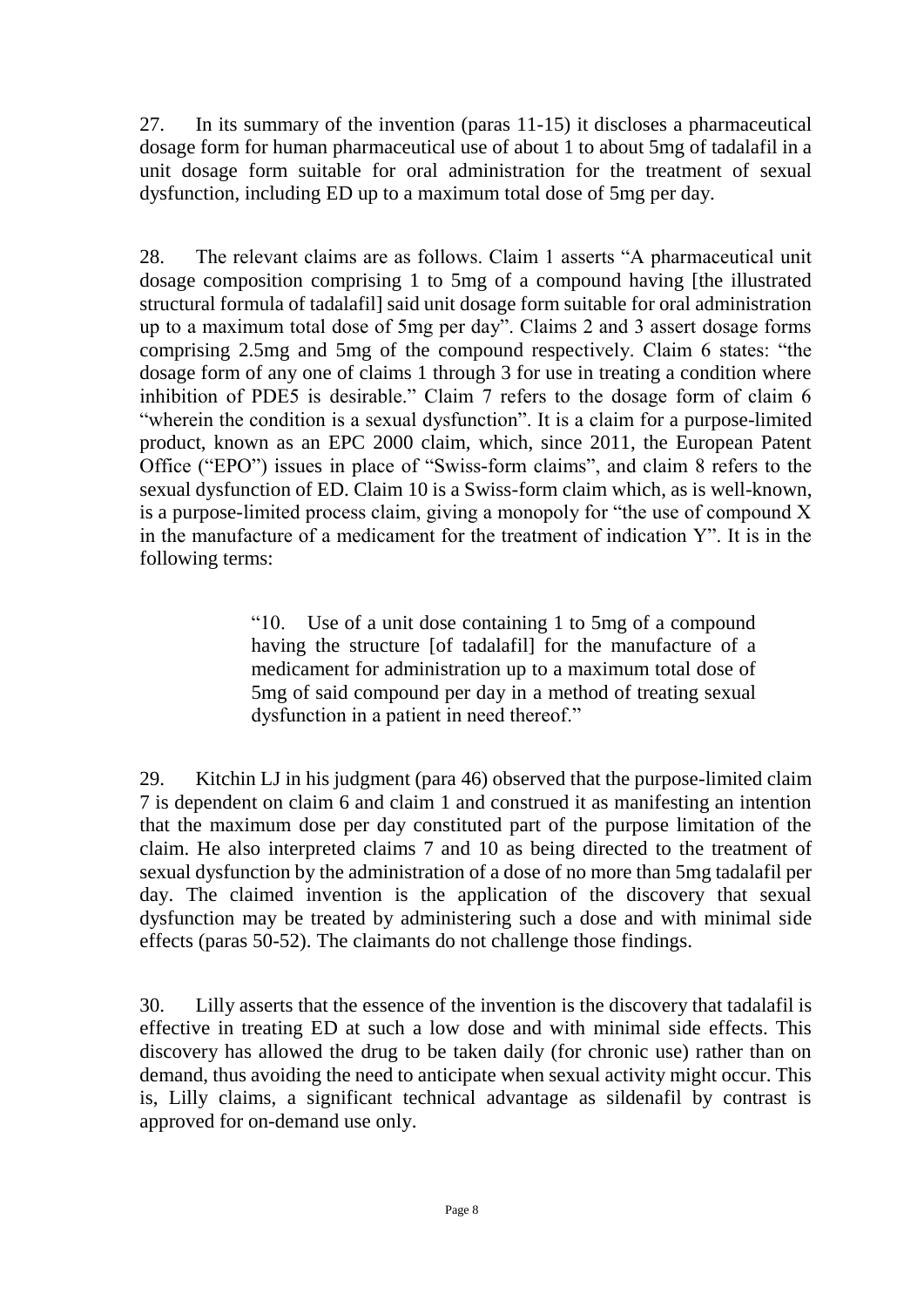27. In its summary of the invention (paras 11-15) it discloses a pharmaceutical dosage form for human pharmaceutical use of about 1 to about 5mg of tadalafil in a unit dosage form suitable for oral administration for the treatment of sexual dysfunction, including ED up to a maximum total dose of 5mg per day.

28. The relevant claims are as follows. Claim 1 asserts "A pharmaceutical unit dosage composition comprising 1 to 5mg of a compound having [the illustrated structural formula of tadalafil] said unit dosage form suitable for oral administration up to a maximum total dose of 5mg per day". Claims 2 and 3 assert dosage forms comprising 2.5mg and 5mg of the compound respectively. Claim 6 states: "the dosage form of any one of claims 1 through 3 for use in treating a condition where inhibition of PDE5 is desirable." Claim 7 refers to the dosage form of claim 6 "wherein the condition is a sexual dysfunction". It is a claim for a purpose-limited product, known as an EPC 2000 claim, which, since 2011, the European Patent Office ("EPO") issues in place of "Swiss-form claims", and claim 8 refers to the sexual dysfunction of ED. Claim 10 is a Swiss-form claim which, as is well-known, is a purpose-limited process claim, giving a monopoly for "the use of compound X in the manufacture of a medicament for the treatment of indication Y". It is in the following terms:

> "10. Use of a unit dose containing 1 to 5mg of a compound having the structure [of tadalafil] for the manufacture of a medicament for administration up to a maximum total dose of 5mg of said compound per day in a method of treating sexual dysfunction in a patient in need thereof."

29. Kitchin LJ in his judgment (para 46) observed that the purpose-limited claim 7 is dependent on claim 6 and claim 1 and construed it as manifesting an intention that the maximum dose per day constituted part of the purpose limitation of the claim. He also interpreted claims 7 and 10 as being directed to the treatment of sexual dysfunction by the administration of a dose of no more than 5mg tadalafil per day. The claimed invention is the application of the discovery that sexual dysfunction may be treated by administering such a dose and with minimal side effects (paras 50-52). The claimants do not challenge those findings.

30. Lilly asserts that the essence of the invention is the discovery that tadalafil is effective in treating ED at such a low dose and with minimal side effects. This discovery has allowed the drug to be taken daily (for chronic use) rather than on demand, thus avoiding the need to anticipate when sexual activity might occur. This is, Lilly claims, a significant technical advantage as sildenafil by contrast is approved for on-demand use only.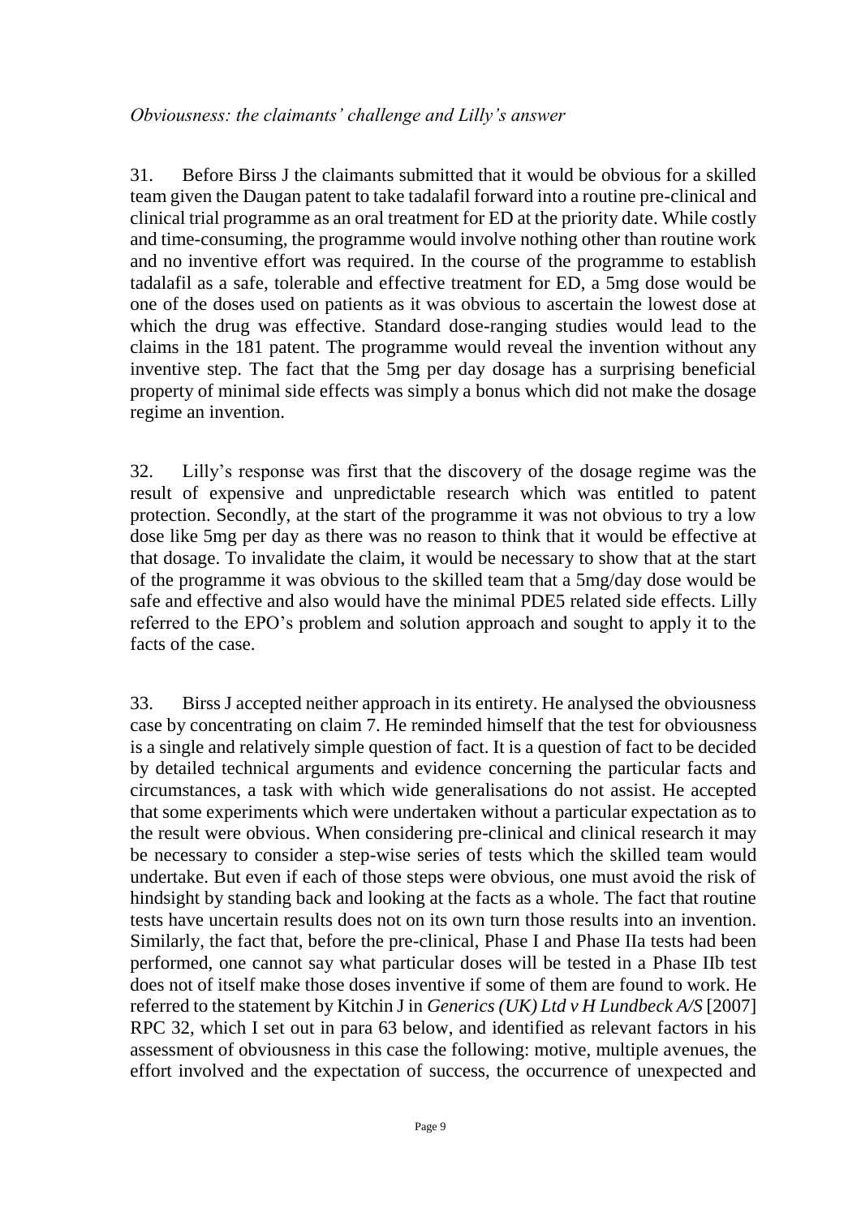*Obviousness: the claimants' challenge and Lilly's answer*

31. Before Birss J the claimants submitted that it would be obvious for a skilled team given the Daugan patent to take tadalafil forward into a routine pre-clinical and clinical trial programme as an oral treatment for ED at the priority date. While costly and time-consuming, the programme would involve nothing other than routine work and no inventive effort was required. In the course of the programme to establish tadalafil as a safe, tolerable and effective treatment for ED, a 5mg dose would be one of the doses used on patients as it was obvious to ascertain the lowest dose at which the drug was effective. Standard dose-ranging studies would lead to the claims in the 181 patent. The programme would reveal the invention without any inventive step. The fact that the 5mg per day dosage has a surprising beneficial property of minimal side effects was simply a bonus which did not make the dosage regime an invention.

32. Lilly's response was first that the discovery of the dosage regime was the result of expensive and unpredictable research which was entitled to patent protection. Secondly, at the start of the programme it was not obvious to try a low dose like 5mg per day as there was no reason to think that it would be effective at that dosage. To invalidate the claim, it would be necessary to show that at the start of the programme it was obvious to the skilled team that a 5mg/day dose would be safe and effective and also would have the minimal PDE5 related side effects. Lilly referred to the EPO's problem and solution approach and sought to apply it to the facts of the case.

33. Birss J accepted neither approach in its entirety. He analysed the obviousness case by concentrating on claim 7. He reminded himself that the test for obviousness is a single and relatively simple question of fact. It is a question of fact to be decided by detailed technical arguments and evidence concerning the particular facts and circumstances, a task with which wide generalisations do not assist. He accepted that some experiments which were undertaken without a particular expectation as to the result were obvious. When considering pre-clinical and clinical research it may be necessary to consider a step-wise series of tests which the skilled team would undertake. But even if each of those steps were obvious, one must avoid the risk of hindsight by standing back and looking at the facts as a whole. The fact that routine tests have uncertain results does not on its own turn those results into an invention. Similarly, the fact that, before the pre-clinical, Phase I and Phase IIa tests had been performed, one cannot say what particular doses will be tested in a Phase IIb test does not of itself make those doses inventive if some of them are found to work. He referred to the statement by Kitchin J in *Generics (UK) Ltd v H Lundbeck A/S* [2007] RPC 32, which I set out in para 63 below, and identified as relevant factors in his assessment of obviousness in this case the following: motive, multiple avenues, the effort involved and the expectation of success, the occurrence of unexpected and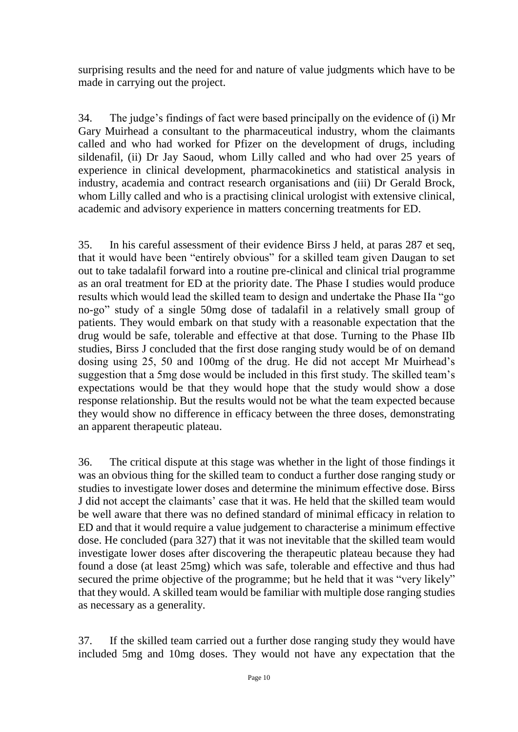surprising results and the need for and nature of value judgments which have to be made in carrying out the project.

34. The judge's findings of fact were based principally on the evidence of (i) Mr Gary Muirhead a consultant to the pharmaceutical industry, whom the claimants called and who had worked for Pfizer on the development of drugs, including sildenafil, (ii) Dr Jay Saoud, whom Lilly called and who had over 25 years of experience in clinical development, pharmacokinetics and statistical analysis in industry, academia and contract research organisations and (iii) Dr Gerald Brock, whom Lilly called and who is a practising clinical urologist with extensive clinical, academic and advisory experience in matters concerning treatments for ED.

35. In his careful assessment of their evidence Birss J held, at paras 287 et seq, that it would have been "entirely obvious" for a skilled team given Daugan to set out to take tadalafil forward into a routine pre-clinical and clinical trial programme as an oral treatment for ED at the priority date. The Phase I studies would produce results which would lead the skilled team to design and undertake the Phase IIa "go no-go" study of a single 50mg dose of tadalafil in a relatively small group of patients. They would embark on that study with a reasonable expectation that the drug would be safe, tolerable and effective at that dose. Turning to the Phase IIb studies, Birss J concluded that the first dose ranging study would be of on demand dosing using 25, 50 and 100mg of the drug. He did not accept Mr Muirhead's suggestion that a 5mg dose would be included in this first study. The skilled team's expectations would be that they would hope that the study would show a dose response relationship. But the results would not be what the team expected because they would show no difference in efficacy between the three doses, demonstrating an apparent therapeutic plateau.

36. The critical dispute at this stage was whether in the light of those findings it was an obvious thing for the skilled team to conduct a further dose ranging study or studies to investigate lower doses and determine the minimum effective dose. Birss J did not accept the claimants' case that it was. He held that the skilled team would be well aware that there was no defined standard of minimal efficacy in relation to ED and that it would require a value judgement to characterise a minimum effective dose. He concluded (para 327) that it was not inevitable that the skilled team would investigate lower doses after discovering the therapeutic plateau because they had found a dose (at least 25mg) which was safe, tolerable and effective and thus had secured the prime objective of the programme; but he held that it was "very likely" that they would. A skilled team would be familiar with multiple dose ranging studies as necessary as a generality.

37. If the skilled team carried out a further dose ranging study they would have included 5mg and 10mg doses. They would not have any expectation that the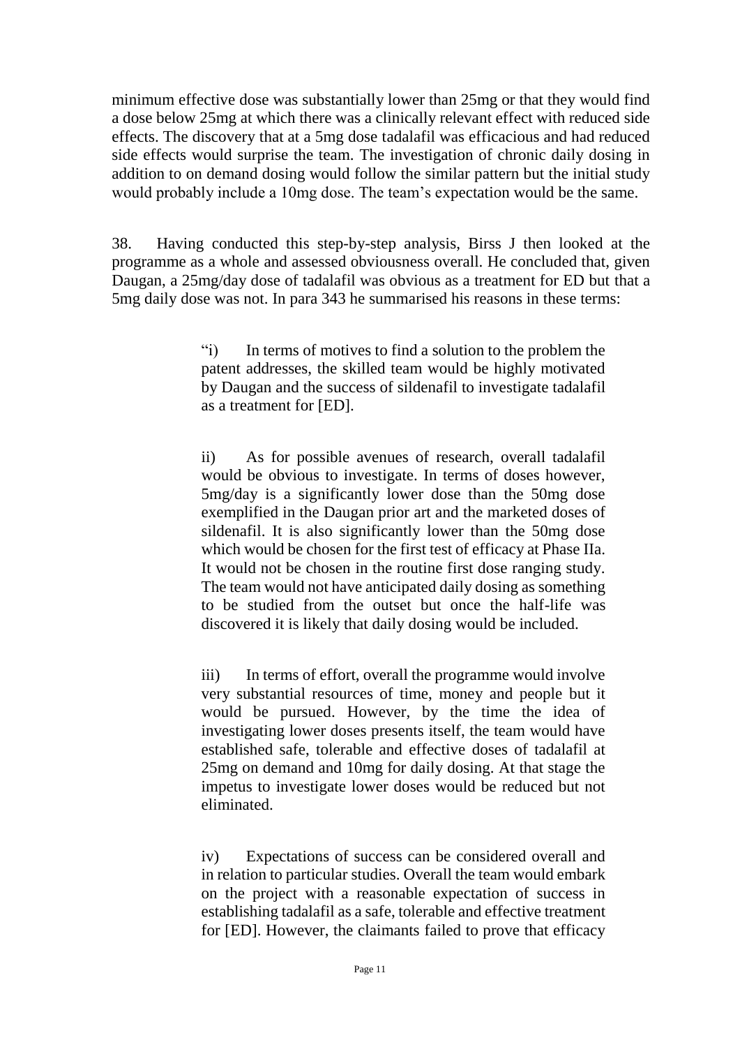minimum effective dose was substantially lower than 25mg or that they would find a dose below 25mg at which there was a clinically relevant effect with reduced side effects. The discovery that at a 5mg dose tadalafil was efficacious and had reduced side effects would surprise the team. The investigation of chronic daily dosing in addition to on demand dosing would follow the similar pattern but the initial study would probably include a 10mg dose. The team's expectation would be the same.

38. Having conducted this step-by-step analysis, Birss J then looked at the programme as a whole and assessed obviousness overall. He concluded that, given Daugan, a 25mg/day dose of tadalafil was obvious as a treatment for ED but that a 5mg daily dose was not. In para 343 he summarised his reasons in these terms:

> "i) In terms of motives to find a solution to the problem the patent addresses, the skilled team would be highly motivated by Daugan and the success of sildenafil to investigate tadalafil as a treatment for [ED].
>
> ii) As for possible avenues of research, overall tadalafil would be obvious to investigate. In terms of doses however, 5mg/day is a significantly lower dose than the 50mg dose exemplified in the Daugan prior art and the marketed doses of sildenafil. It is also significantly lower than the 50mg dose which would be chosen for the first test of efficacy at Phase IIa. It would not be chosen in the routine first dose ranging study. The team would not have anticipated daily dosing as something to be studied from the outset but once the half-life was discovered it is likely that daily dosing would be included.
>
> iii) In terms of effort, overall the programme would involve very substantial resources of time, money and people but it would be pursued. However, by the time the idea of investigating lower doses presents itself, the team would have established safe, tolerable and effective doses of tadalafil at 25mg on demand and 10mg for daily dosing. At that stage the impetus to investigate lower doses would be reduced but not eliminated.
>
> iv) Expectations of success can be considered overall and in relation to particular studies. Overall the team would embark on the project with a reasonable expectation of success in establishing tadalafil as a safe, tolerable and effective treatment for [ED]. However, the claimants failed to prove that efficacy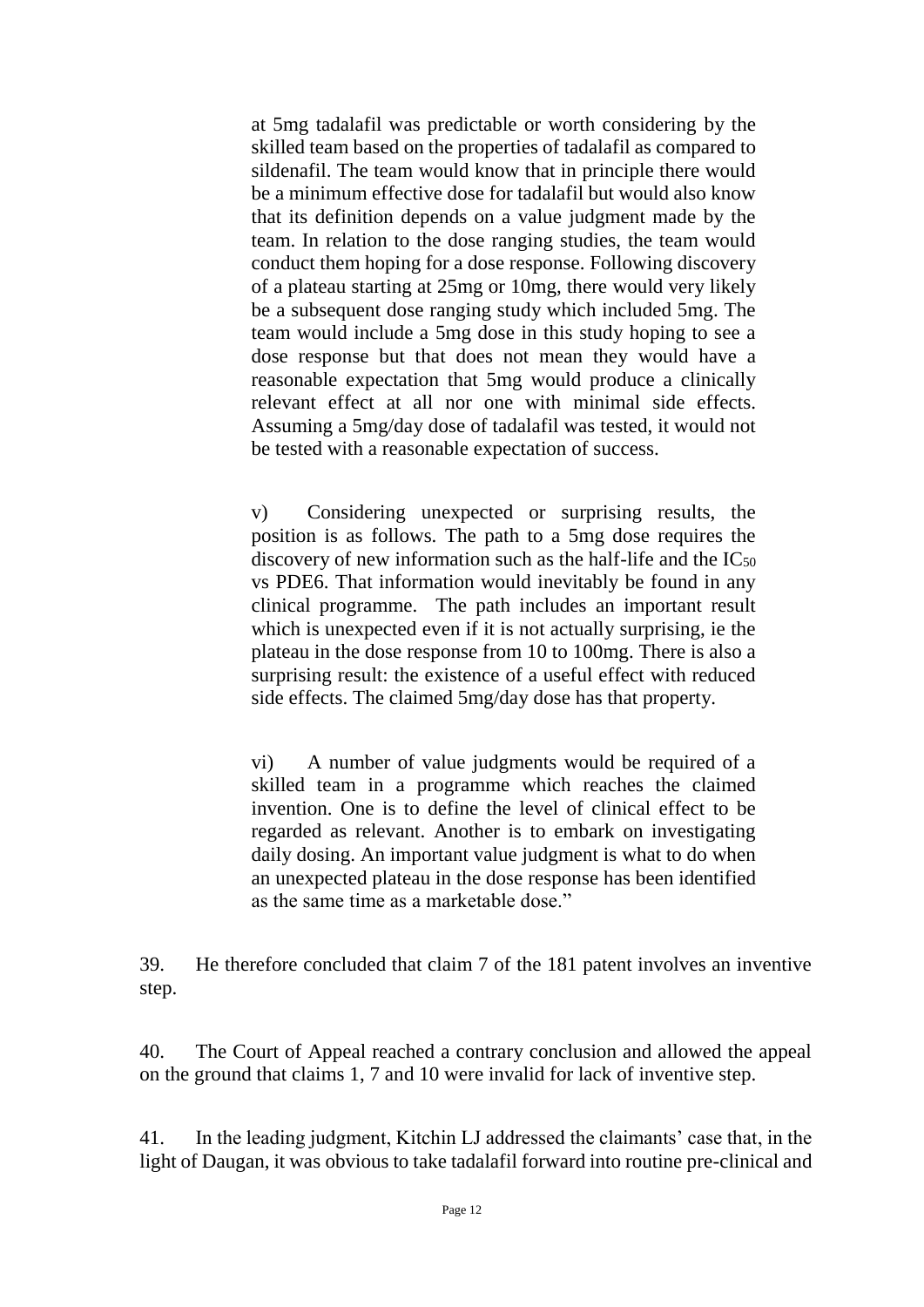at 5mg tadalafil was predictable or worth considering by the skilled team based on the properties of tadalafil as compared to sildenafil. The team would know that in principle there would be a minimum effective dose for tadalafil but would also know that its definition depends on a value judgment made by the team. In relation to the dose ranging studies, the team would conduct them hoping for a dose response. Following discovery of a plateau starting at 25mg or 10mg, there would very likely be a subsequent dose ranging study which included 5mg. The team would include a 5mg dose in this study hoping to see a dose response but that does not mean they would have a reasonable expectation that 5mg would produce a clinically relevant effect at all nor one with minimal side effects. Assuming a 5mg/day dose of tadalafil was tested, it would not be tested with a reasonable expectation of success.

v) Considering unexpected or surprising results, the position is as follows. The path to a 5mg dose requires the discovery of new information such as the half-life and the $IC_{50}$ vs PDE6. That information would inevitably be found in any clinical programme. The path includes an important result which is unexpected even if it is not actually surprising, ie the plateau in the dose response from 10 to 100mg. There is also a surprising result: the existence of a useful effect with reduced side effects. The claimed 5mg/day dose has that property.

vi) A number of value judgments would be required of a skilled team in a programme which reaches the claimed invention. One is to define the level of clinical effect to be regarded as relevant. Another is to embark on investigating daily dosing. An important value judgment is what to do when an unexpected plateau in the dose response has been identified as the same time as a marketable dose."

39. He therefore concluded that claim 7 of the 181 patent involves an inventive step.

40. The Court of Appeal reached a contrary conclusion and allowed the appeal on the ground that claims 1, 7 and 10 were invalid for lack of inventive step.

41. In the leading judgment, Kitchin LJ addressed the claimants' case that, in the light of Daugan, it was obvious to take tadalafil forward into routine pre-clinical and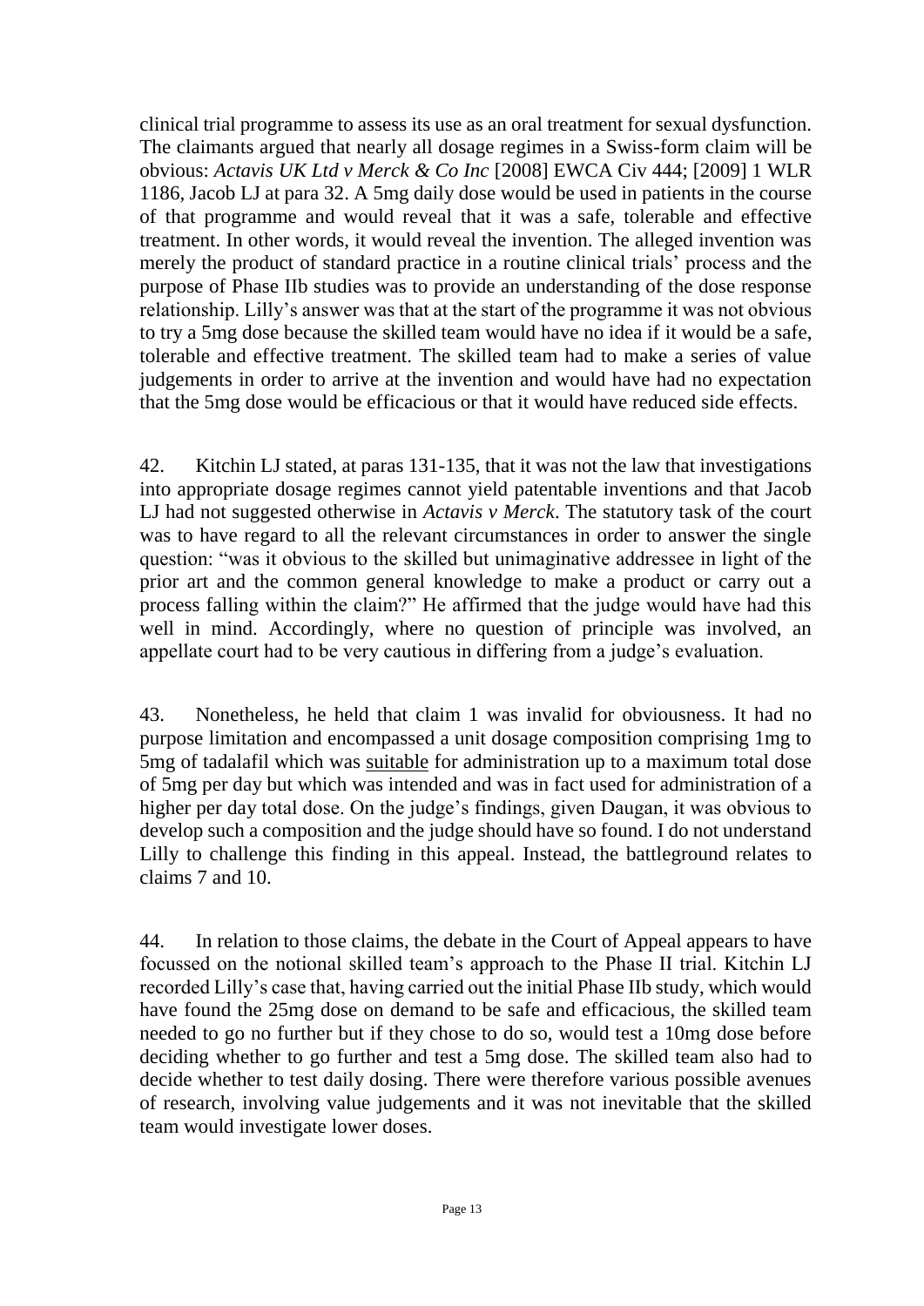clinical trial programme to assess its use as an oral treatment for sexual dysfunction. The claimants argued that nearly all dosage regimes in a Swiss-form claim will be obvious: *Actavis UK Ltd v Merck & Co Inc* [2008] EWCA Civ 444; [2009] 1 WLR 1186, Jacob LJ at para 32. A 5mg daily dose would be used in patients in the course of that programme and would reveal that it was a safe, tolerable and effective treatment. In other words, it would reveal the invention. The alleged invention was merely the product of standard practice in a routine clinical trials' process and the purpose of Phase IIb studies was to provide an understanding of the dose response relationship. Lilly's answer was that at the start of the programme it was not obvious to try a 5mg dose because the skilled team would have no idea if it would be a safe, tolerable and effective treatment. The skilled team had to make a series of value judgements in order to arrive at the invention and would have had no expectation that the 5mg dose would be efficacious or that it would have reduced side effects.

42. Kitchin LJ stated, at paras 131-135, that it was not the law that investigations into appropriate dosage regimes cannot yield patentable inventions and that Jacob LJ had not suggested otherwise in *Actavis v Merck*. The statutory task of the court was to have regard to all the relevant circumstances in order to answer the single question: "was it obvious to the skilled but unimaginative addressee in light of the prior art and the common general knowledge to make a product or carry out a process falling within the claim?" He affirmed that the judge would have had this well in mind. Accordingly, where no question of principle was involved, an appellate court had to be very cautious in differing from a judge's evaluation.

43. Nonetheless, he held that claim 1 was invalid for obviousness. It had no purpose limitation and encompassed a unit dosage composition comprising 1mg to 5mg of tadalafil which was suitable for administration up to a maximum total dose of 5mg per day but which was intended and was in fact used for administration of a higher per day total dose. On the judge's findings, given Daugan, it was obvious to develop such a composition and the judge should have so found. I do not understand Lilly to challenge this finding in this appeal. Instead, the battleground relates to claims 7 and 10.

44. In relation to those claims, the debate in the Court of Appeal appears to have focussed on the notional skilled team's approach to the Phase II trial. Kitchin LJ recorded Lilly's case that, having carried out the initial Phase IIb study, which would have found the 25mg dose on demand to be safe and efficacious, the skilled team needed to go no further but if they chose to do so, would test a 10mg dose before deciding whether to go further and test a 5mg dose. The skilled team also had to decide whether to test daily dosing. There were therefore various possible avenues of research, involving value judgements and it was not inevitable that the skilled team would investigate lower doses.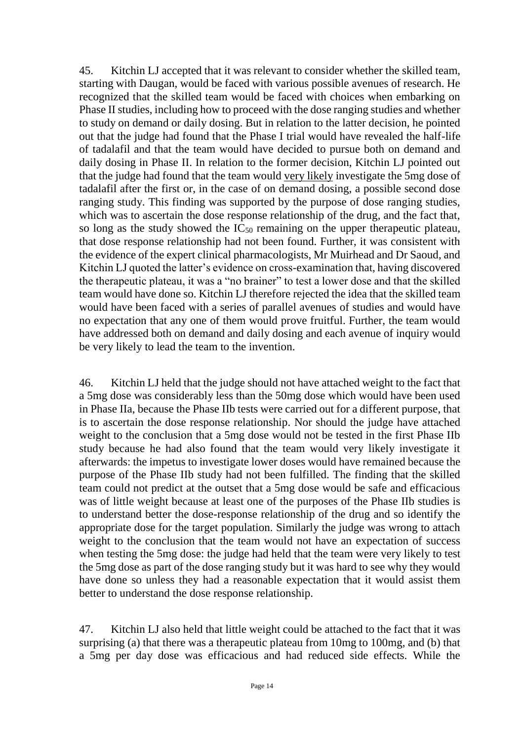45. Kitchin LJ accepted that it was relevant to consider whether the skilled team, starting with Daugan, would be faced with various possible avenues of research. He recognized that the skilled team would be faced with choices when embarking on Phase II studies, including how to proceed with the dose ranging studies and whether to study on demand or daily dosing. But in relation to the latter decision, he pointed out that the judge had found that the Phase I trial would have revealed the half-life of tadalafil and that the team would have decided to pursue both on demand and daily dosing in Phase II. In relation to the former decision, Kitchin LJ pointed out that the judge had found that the team would very likely investigate the 5mg dose of tadalafil after the first or, in the case of on demand dosing, a possible second dose ranging study. This finding was supported by the purpose of dose ranging studies, which was to ascertain the dose response relationship of the drug, and the fact that, so long as the study showed the $IC_{50}$ remaining on the upper therapeutic plateau, that dose response relationship had not been found. Further, it was consistent with the evidence of the expert clinical pharmacologists, Mr Muirhead and Dr Saoud, and Kitchin LJ quoted the latter's evidence on cross-examination that, having discovered the therapeutic plateau, it was a "no brainer" to test a lower dose and that the skilled team would have done so. Kitchin LJ therefore rejected the idea that the skilled team would have been faced with a series of parallel avenues of studies and would have no expectation that any one of them would prove fruitful. Further, the team would have addressed both on demand and daily dosing and each avenue of inquiry would be very likely to lead the team to the invention.

46. Kitchin LJ held that the judge should not have attached weight to the fact that a 5mg dose was considerably less than the 50mg dose which would have been used in Phase IIa, because the Phase IIb tests were carried out for a different purpose, that is to ascertain the dose response relationship. Nor should the judge have attached weight to the conclusion that a 5mg dose would not be tested in the first Phase IIb study because he had also found that the team would very likely investigate it afterwards: the impetus to investigate lower doses would have remained because the purpose of the Phase IIb study had not been fulfilled. The finding that the skilled team could not predict at the outset that a 5mg dose would be safe and efficacious was of little weight because at least one of the purposes of the Phase IIb studies is to understand better the dose-response relationship of the drug and so identify the appropriate dose for the target population. Similarly the judge was wrong to attach weight to the conclusion that the team would not have an expectation of success when testing the 5mg dose: the judge had held that the team were very likely to test the 5mg dose as part of the dose ranging study but it was hard to see why they would have done so unless they had a reasonable expectation that it would assist them better to understand the dose response relationship.

47. Kitchin LJ also held that little weight could be attached to the fact that it was surprising (a) that there was a therapeutic plateau from 10mg to 100mg, and (b) that a 5mg per day dose was efficacious and had reduced side effects. While the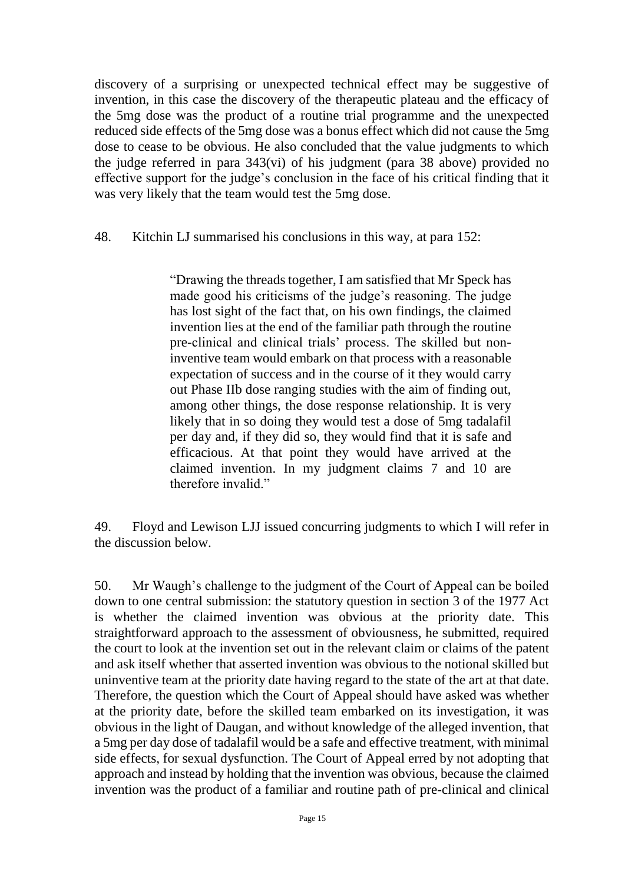discovery of a surprising or unexpected technical effect may be suggestive of invention, in this case the discovery of the therapeutic plateau and the efficacy of the 5mg dose was the product of a routine trial programme and the unexpected reduced side effects of the 5mg dose was a bonus effect which did not cause the 5mg dose to cease to be obvious. He also concluded that the value judgments to which the judge referred in para 343(vi) of his judgment (para 38 above) provided no effective support for the judge's conclusion in the face of his critical finding that it was very likely that the team would test the 5mg dose.

48. Kitchin LJ summarised his conclusions in this way, at para 152:

> "Drawing the threads together, I am satisfied that Mr Speck has made good his criticisms of the judge's reasoning. The judge has lost sight of the fact that, on his own findings, the claimed invention lies at the end of the familiar path through the routine pre-clinical and clinical trials' process. The skilled but non-inventive team would embark on that process with a reasonable expectation of success and in the course of it they would carry out Phase IIb dose ranging studies with the aim of finding out, among other things, the dose response relationship. It is very likely that in so doing they would test a dose of 5mg tadalafil per day and, if they did so, they would find that it is safe and efficacious. At that point they would have arrived at the claimed invention. In my judgment claims 7 and 10 are therefore invalid."

49. Floyd and Lewison LJJ issued concurring judgments to which I will refer in the discussion below.

50. Mr Waugh's challenge to the judgment of the Court of Appeal can be boiled down to one central submission: the statutory question in section 3 of the 1977 Act is whether the claimed invention was obvious at the priority date. This straightforward approach to the assessment of obviousness, he submitted, required the court to look at the invention set out in the relevant claim or claims of the patent and ask itself whether that asserted invention was obvious to the notional skilled but uninventive team at the priority date having regard to the state of the art at that date. Therefore, the question which the Court of Appeal should have asked was whether at the priority date, before the skilled team embarked on its investigation, it was obvious in the light of Daugan, and without knowledge of the alleged invention, that a 5mg per day dose of tadalafil would be a safe and effective treatment, with minimal side effects, for sexual dysfunction. The Court of Appeal erred by not adopting that approach and instead by holding that the invention was obvious, because the claimed invention was the product of a familiar and routine path of pre-clinical and clinical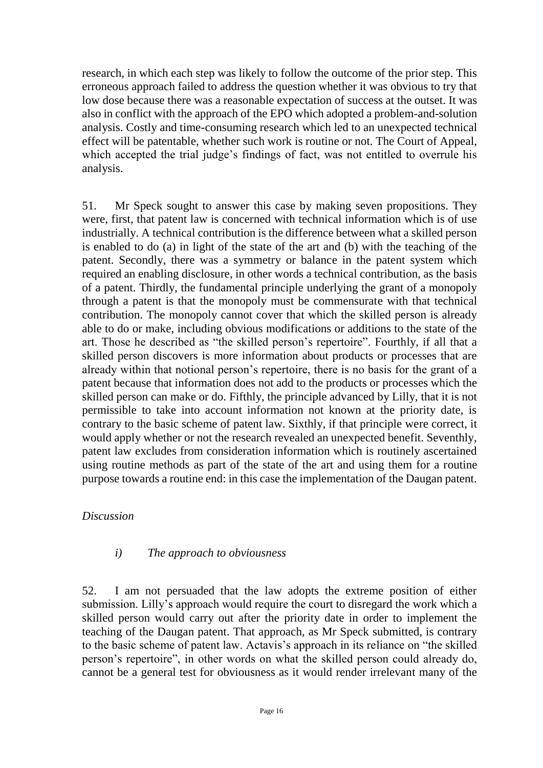research, in which each step was likely to follow the outcome of the prior step. This erroneous approach failed to address the question whether it was obvious to try that low dose because there was a reasonable expectation of success at the outset. It was also in conflict with the approach of the EPO which adopted a problem-and-solution analysis. Costly and time-consuming research which led to an unexpected technical effect will be patentable, whether such work is routine or not. The Court of Appeal, which accepted the trial judge's findings of fact, was not entitled to overrule his analysis.

51. Mr Speck sought to answer this case by making seven propositions. They were, first, that patent law is concerned with technical information which is of use industrially. A technical contribution is the difference between what a skilled person is enabled to do (a) in light of the state of the art and (b) with the teaching of the patent. Secondly, there was a symmetry or balance in the patent system which required an enabling disclosure, in other words a technical contribution, as the basis of a patent. Thirdly, the fundamental principle underlying the grant of a monopoly through a patent is that the monopoly must be commensurate with that technical contribution. The monopoly cannot cover that which the skilled person is already able to do or make, including obvious modifications or additions to the state of the art. Those he described as "the skilled person's repertoire". Fourthly, if all that a skilled person discovers is more information about products or processes that are already within that notional person's repertoire, there is no basis for the grant of a patent because that information does not add to the products or processes which the skilled person can make or do. Fifthly, the principle advanced by Lilly, that it is not permissible to take into account information not known at the priority date, is contrary to the basic scheme of patent law. Sixthly, if that principle were correct, it would apply whether or not the research revealed an unexpected benefit. Seventhly, patent law excludes from consideration information which is routinely ascertained using routine methods as part of the state of the art and using them for a routine purpose towards a routine end: in this case the implementation of the Daugan patent.

*Discussion*

*i) The approach to obviousness*

52. I am not persuaded that the law adopts the extreme position of either submission. Lilly's approach would require the court to disregard the work which a skilled person would carry out after the priority date in order to implement the teaching of the Daugan patent. That approach, as Mr Speck submitted, is contrary to the basic scheme of patent law. Actavis's approach in its reliance on "the skilled person's repertoire", in other words on what the skilled person could already do, cannot be a general test for obviousness as it would render irrelevant many of the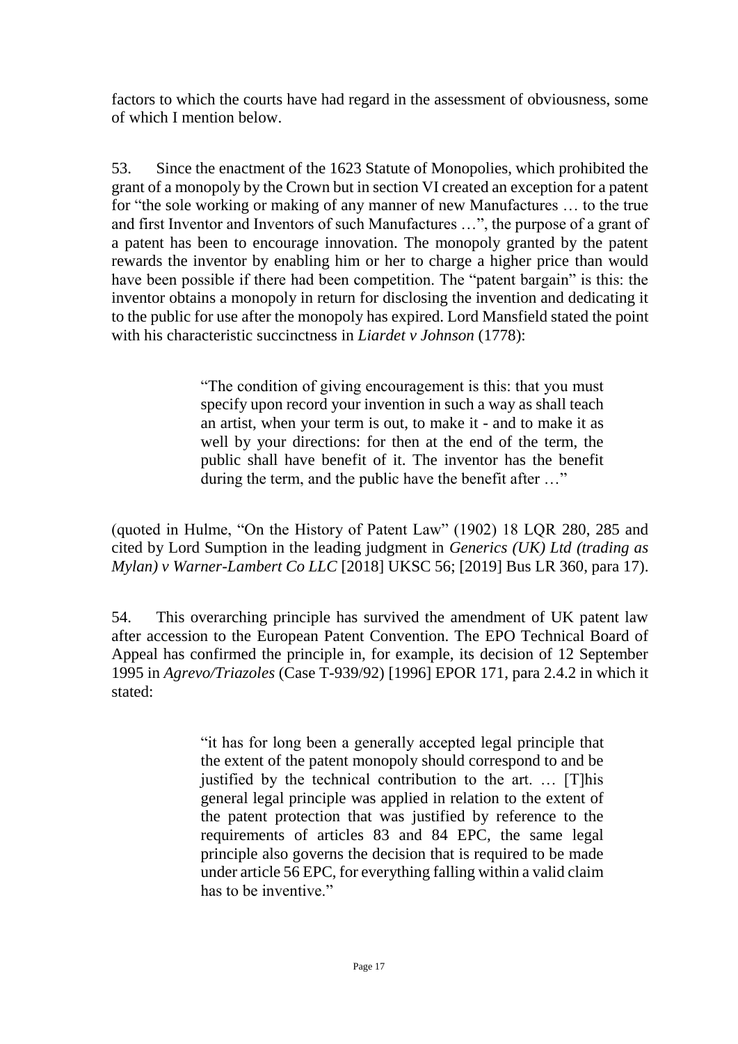factors to which the courts have had regard in the assessment of obviousness, some of which I mention below.

53. Since the enactment of the 1623 Statute of Monopolies, which prohibited the grant of a monopoly by the Crown but in section VI created an exception for a patent for "the sole working or making of any manner of new Manufactures … to the true and first Inventor and Inventors of such Manufactures …", the purpose of a grant of a patent has been to encourage innovation. The monopoly granted by the patent rewards the inventor by enabling him or her to charge a higher price than would have been possible if there had been competition. The "patent bargain" is this: the inventor obtains a monopoly in return for disclosing the invention and dedicating it to the public for use after the monopoly has expired. Lord Mansfield stated the point with his characteristic succinctness in *Liardet v Johnson* (1778):

> "The condition of giving encouragement is this: that you must specify upon record your invention in such a way as shall teach an artist, when your term is out, to make it - and to make it as well by your directions: for then at the end of the term, the public shall have benefit of it. The inventor has the benefit during the term, and the public have the benefit after …"

(quoted in Hulme, "On the History of Patent Law" (1902) 18 LQR 280, 285 and cited by Lord Sumption in the leading judgment in *Generics (UK) Ltd (trading as Mylan) v Warner-Lambert Co LLC* [2018] UKSC 56; [2019] Bus LR 360, para 17).

54. This overarching principle has survived the amendment of UK patent law after accession to the European Patent Convention. The EPO Technical Board of Appeal has confirmed the principle in, for example, its decision of 12 September 1995 in *Agrevo/Triazoles* (Case T-939/92) [1996] EPOR 171, para 2.4.2 in which it stated:

> "it has for long been a generally accepted legal principle that the extent of the patent monopoly should correspond to and be justified by the technical contribution to the art. … [T]his general legal principle was applied in relation to the extent of the patent protection that was justified by reference to the requirements of articles 83 and 84 EPC, the same legal principle also governs the decision that is required to be made under article 56 EPC, for everything falling within a valid claim has to be inventive."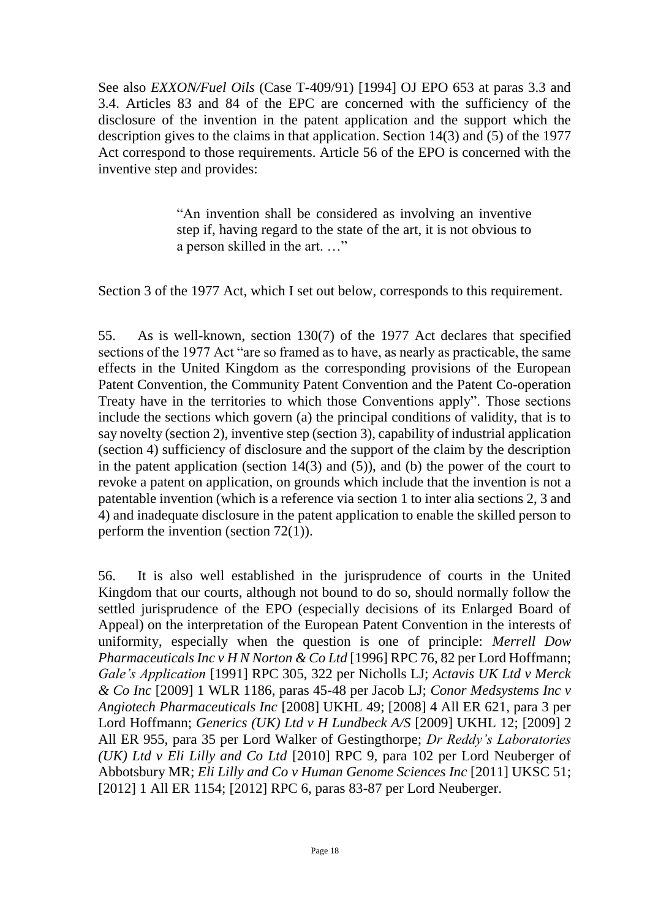See also *EXXON/Fuel Oils* (Case T-409/91) [1994] OJ EPO 653 at paras 3.3 and 3.4. Articles 83 and 84 of the EPC are concerned with the sufficiency of the disclosure of the invention in the patent application and the support which the description gives to the claims in that application. Section 14(3) and (5) of the 1977 Act correspond to those requirements. Article 56 of the EPO is concerned with the inventive step and provides:

> "An invention shall be considered as involving an inventive step if, having regard to the state of the art, it is not obvious to a person skilled in the art. …"

Section 3 of the 1977 Act, which I set out below, corresponds to this requirement.

55. As is well-known, section 130(7) of the 1977 Act declares that specified sections of the 1977 Act "are so framed as to have, as nearly as practicable, the same effects in the United Kingdom as the corresponding provisions of the European Patent Convention, the Community Patent Convention and the Patent Co-operation Treaty have in the territories to which those Conventions apply". Those sections include the sections which govern (a) the principal conditions of validity, that is to say novelty (section 2), inventive step (section 3), capability of industrial application (section 4) sufficiency of disclosure and the support of the claim by the description in the patent application (section 14(3) and (5)), and (b) the power of the court to revoke a patent on application, on grounds which include that the invention is not a patentable invention (which is a reference via section 1 to inter alia sections 2, 3 and 4) and inadequate disclosure in the patent application to enable the skilled person to perform the invention (section 72(1)).

56. It is also well established in the jurisprudence of courts in the United Kingdom that our courts, although not bound to do so, should normally follow the settled jurisprudence of the EPO (especially decisions of its Enlarged Board of Appeal) on the interpretation of the European Patent Convention in the interests of uniformity, especially when the question is one of principle: *Merrell Dow Pharmaceuticals Inc v H N Norton & Co Ltd* [1996] RPC 76, 82 per Lord Hoffmann; *Gale's Application* [1991] RPC 305, 322 per Nicholls LJ; *Actavis UK Ltd v Merck & Co Inc* [2009] 1 WLR 1186, paras 45-48 per Jacob LJ; *Conor Medsystems Inc v Angiotech Pharmaceuticals Inc* [2008] UKHL 49; [2008] 4 All ER 621, para 3 per Lord Hoffmann; *Generics (UK) Ltd v H Lundbeck A/S* [2009] UKHL 12; [2009] 2 All ER 955, para 35 per Lord Walker of Gestingthorpe; *Dr Reddy's Laboratories (UK) Ltd v Eli Lilly and Co Ltd* [2010] RPC 9, para 102 per Lord Neuberger of Abbotsbury MR; *Eli Lilly and Co v Human Genome Sciences Inc* [2011] UKSC 51; [2012] 1 All ER 1154; [2012] RPC 6, paras 83-87 per Lord Neuberger.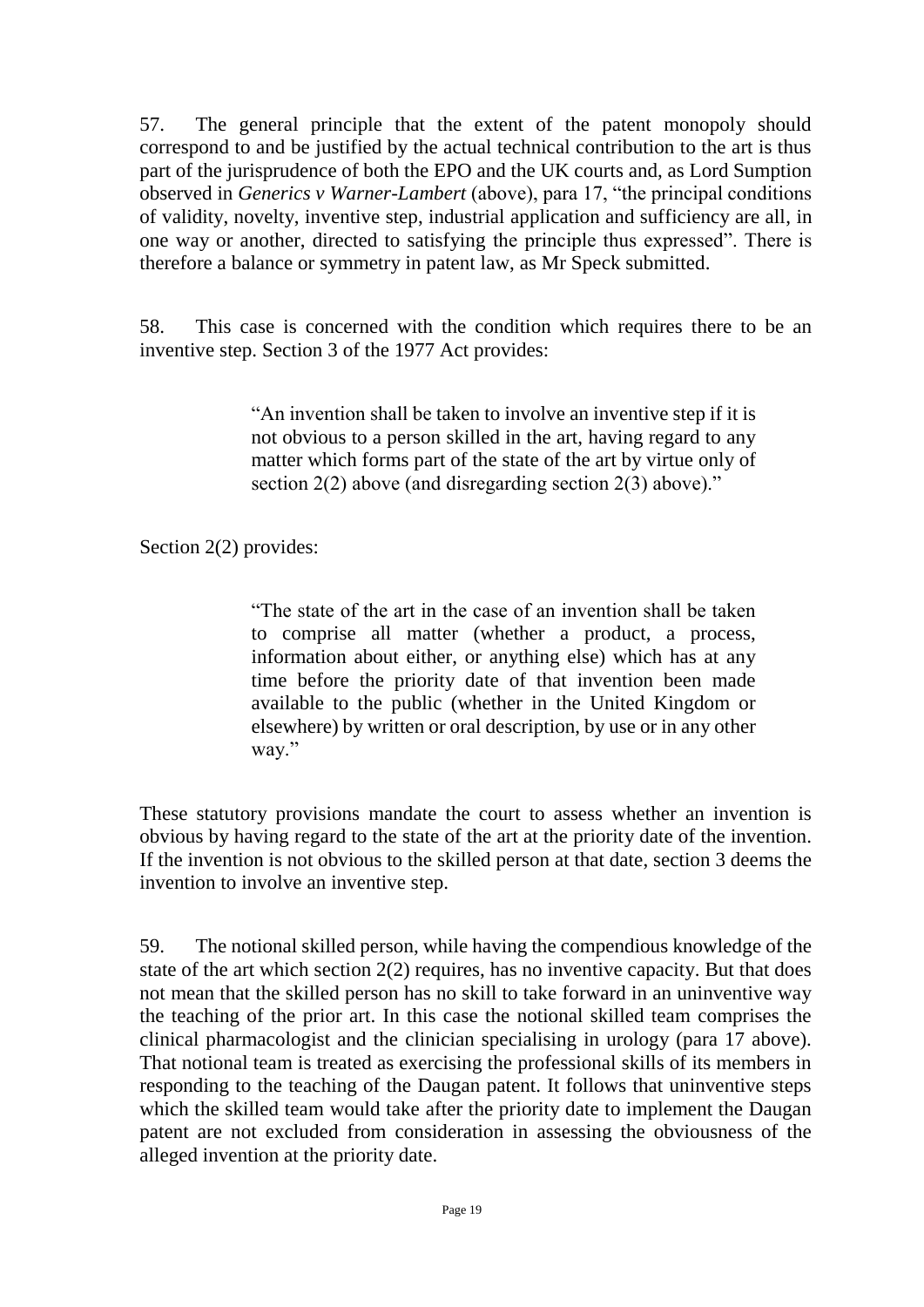57. The general principle that the extent of the patent monopoly should correspond to and be justified by the actual technical contribution to the art is thus part of the jurisprudence of both the EPO and the UK courts and, as Lord Sumption observed in *Generics v Warner-Lambert* (above), para 17, "the principal conditions of validity, novelty, inventive step, industrial application and sufficiency are all, in one way or another, directed to satisfying the principle thus expressed". There is therefore a balance or symmetry in patent law, as Mr Speck submitted.

58. This case is concerned with the condition which requires there to be an inventive step. Section 3 of the 1977 Act provides:

> "An invention shall be taken to involve an inventive step if it is not obvious to a person skilled in the art, having regard to any matter which forms part of the state of the art by virtue only of section 2(2) above (and disregarding section 2(3) above)."

Section 2(2) provides:

> "The state of the art in the case of an invention shall be taken to comprise all matter (whether a product, a process, information about either, or anything else) which has at any time before the priority date of that invention been made available to the public (whether in the United Kingdom or elsewhere) by written or oral description, by use or in any other way."

These statutory provisions mandate the court to assess whether an invention is obvious by having regard to the state of the art at the priority date of the invention. If the invention is not obvious to the skilled person at that date, section 3 deems the invention to involve an inventive step.

59. The notional skilled person, while having the compendious knowledge of the state of the art which section 2(2) requires, has no inventive capacity. But that does not mean that the skilled person has no skill to take forward in an uninventive way the teaching of the prior art. In this case the notional skilled team comprises the clinical pharmacologist and the clinician specialising in urology (para 17 above). That notional team is treated as exercising the professional skills of its members in responding to the teaching of the Daugan patent. It follows that uninventive steps which the skilled team would take after the priority date to implement the Daugan patent are not excluded from consideration in assessing the obviousness of the alleged invention at the priority date.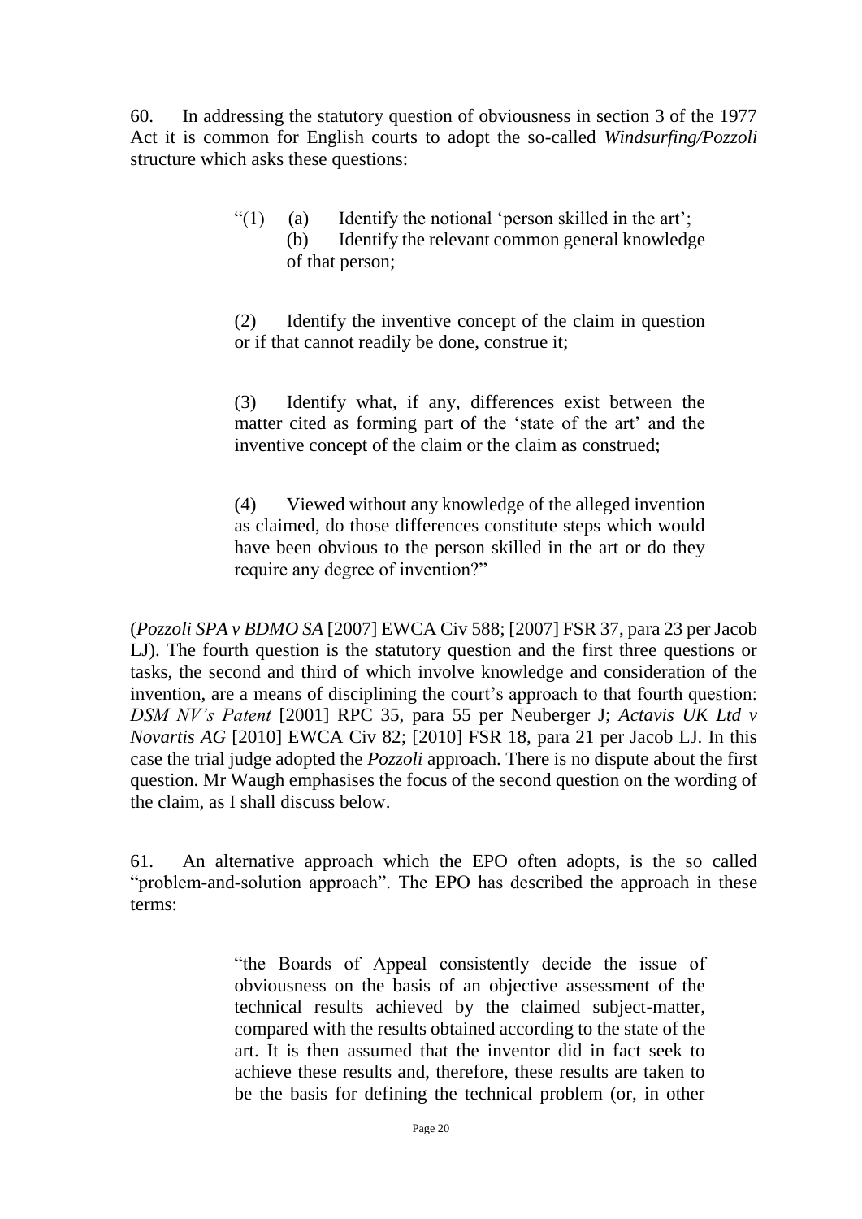60. In addressing the statutory question of obviousness in section 3 of the 1977 Act it is common for English courts to adopt the so-called *Windsurfing/Pozzoli* structure which asks these questions:

> "(1) (a) Identify the notional 'person skilled in the art';
> (b) Identify the relevant common general knowledge of that person;
>
> (2) Identify the inventive concept of the claim in question or if that cannot readily be done, construe it;
>
> (3) Identify what, if any, differences exist between the matter cited as forming part of the 'state of the art' and the inventive concept of the claim or the claim as construed;
>
> (4) Viewed without any knowledge of the alleged invention as claimed, do those differences constitute steps which would have been obvious to the person skilled in the art or do they require any degree of invention?"

(*Pozzoli SPA v BDMO SA* [2007] EWCA Civ 588; [2007] FSR 37, para 23 per Jacob LJ). The fourth question is the statutory question and the first three questions or tasks, the second and third of which involve knowledge and consideration of the invention, are a means of disciplining the court's approach to that fourth question: *DSM NV's Patent* [2001] RPC 35, para 55 per Neuberger J; *Actavis UK Ltd v Novartis AG* [2010] EWCA Civ 82; [2010] FSR 18, para 21 per Jacob LJ. In this case the trial judge adopted the *Pozzoli* approach. There is no dispute about the first question. Mr Waugh emphasises the focus of the second question on the wording of the claim, as I shall discuss below.

61. An alternative approach which the EPO often adopts, is the so called "problem-and-solution approach". The EPO has described the approach in these terms:

> "the Boards of Appeal consistently decide the issue of obviousness on the basis of an objective assessment of the technical results achieved by the claimed subject-matter, compared with the results obtained according to the state of the art. It is then assumed that the inventor did in fact seek to achieve these results and, therefore, these results are taken to be the basis for defining the technical problem (or, in other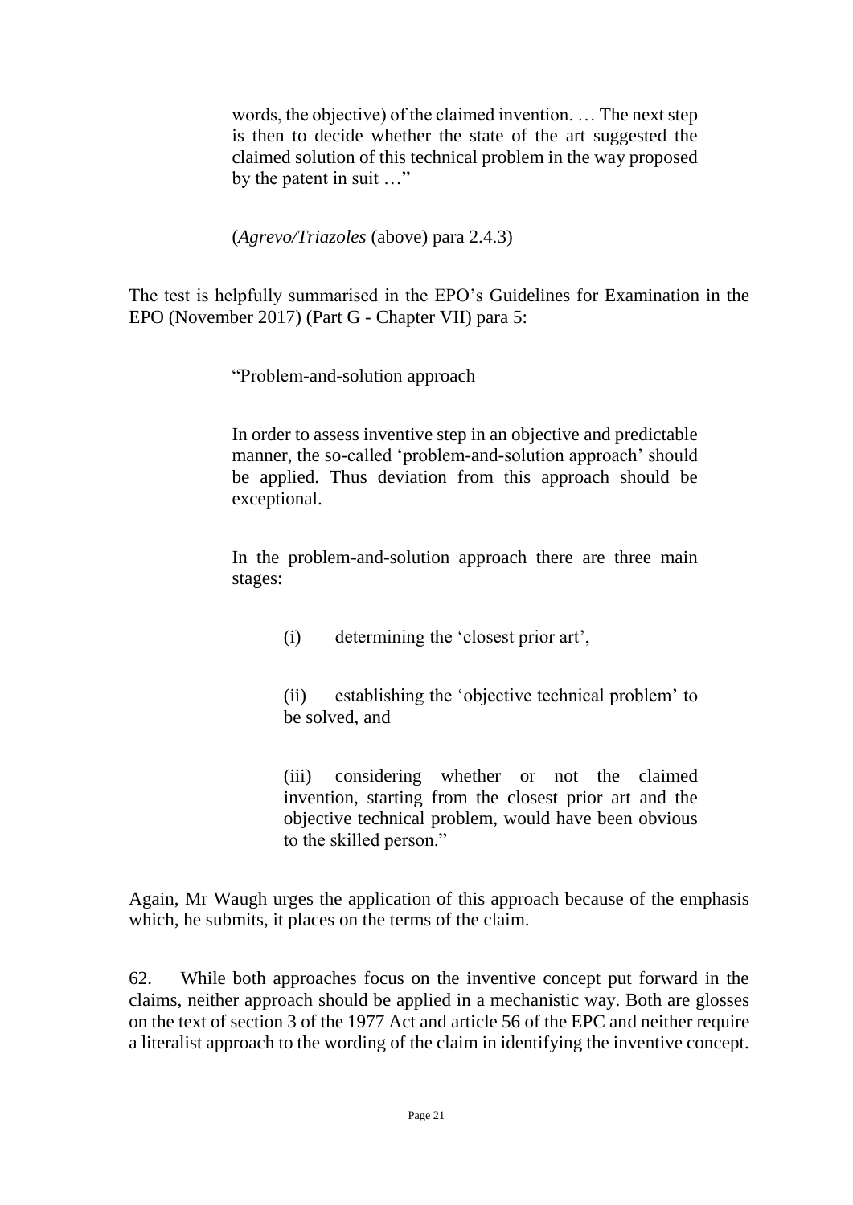> words, the objective) of the claimed invention. … The next step is then to decide whether the state of the art suggested the claimed solution of this technical problem in the way proposed by the patent in suit …"
>
> (*Agrevo/Triazoles* (above) para 2.4.3)

The test is helpfully summarised in the EPO's Guidelines for Examination in the EPO (November 2017) (Part G - Chapter VII) para 5:

> "Problem-and-solution approach
>
> In order to assess inventive step in an objective and predictable manner, the so-called 'problem-and-solution approach' should be applied. Thus deviation from this approach should be exceptional.
>
> In the problem-and-solution approach there are three main stages:
>
> > (i) determining the 'closest prior art',
> >
> > (ii) establishing the 'objective technical problem' to be solved, and
> >
> > (iii) considering whether or not the claimed invention, starting from the closest prior art and the objective technical problem, would have been obvious to the skilled person."

Again, Mr Waugh urges the application of this approach because of the emphasis which, he submits, it places on the terms of the claim.

62. While both approaches focus on the inventive concept put forward in the claims, neither approach should be applied in a mechanistic way. Both are glosses on the text of section 3 of the 1977 Act and article 56 of the EPC and neither require a literalist approach to the wording of the claim in identifying the inventive concept.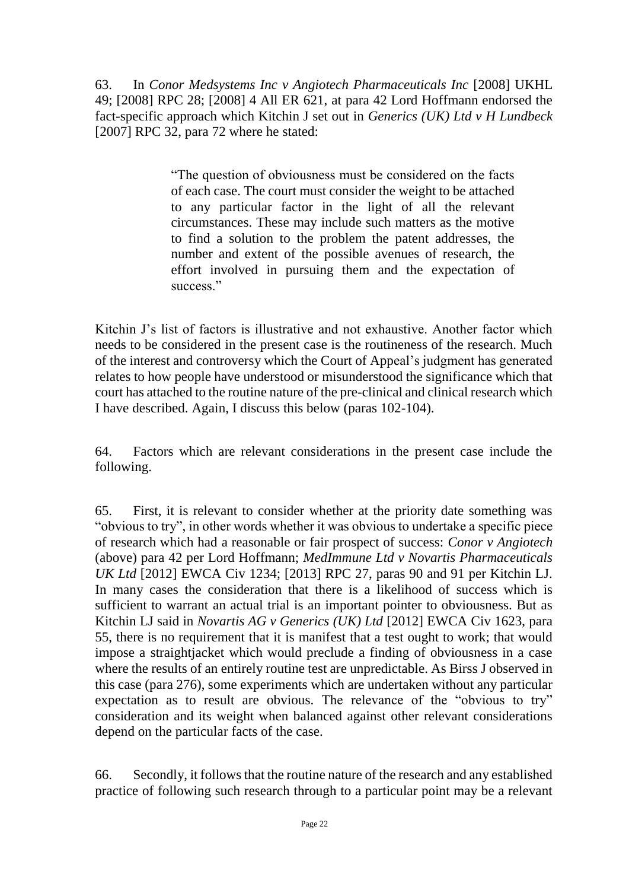63. In *Conor Medsystems Inc v Angiotech Pharmaceuticals Inc* [2008] UKHL 49; [2008] RPC 28; [2008] 4 All ER 621, at para 42 Lord Hoffmann endorsed the fact-specific approach which Kitchin J set out in *Generics (UK) Ltd v H Lundbeck* [2007] RPC 32, para 72 where he stated:

> "The question of obviousness must be considered on the facts of each case. The court must consider the weight to be attached to any particular factor in the light of all the relevant circumstances. These may include such matters as the motive to find a solution to the problem the patent addresses, the number and extent of the possible avenues of research, the effort involved in pursuing them and the expectation of success."

Kitchin J's list of factors is illustrative and not exhaustive. Another factor which needs to be considered in the present case is the routineness of the research. Much of the interest and controversy which the Court of Appeal's judgment has generated relates to how people have understood or misunderstood the significance which that court has attached to the routine nature of the pre-clinical and clinical research which I have described. Again, I discuss this below (paras 102-104).

64. Factors which are relevant considerations in the present case include the following.

65. First, it is relevant to consider whether at the priority date something was "obvious to try", in other words whether it was obvious to undertake a specific piece of research which had a reasonable or fair prospect of success: *Conor v Angiotech* (above) para 42 per Lord Hoffmann; *MedImmune Ltd v Novartis Pharmaceuticals UK Ltd* [2012] EWCA Civ 1234; [2013] RPC 27, paras 90 and 91 per Kitchin LJ. In many cases the consideration that there is a likelihood of success which is sufficient to warrant an actual trial is an important pointer to obviousness. But as Kitchin LJ said in *Novartis AG v Generics (UK) Ltd* [2012] EWCA Civ 1623, para 55, there is no requirement that it is manifest that a test ought to work; that would impose a straightjacket which would preclude a finding of obviousness in a case where the results of an entirely routine test are unpredictable. As Birss J observed in this case (para 276), some experiments which are undertaken without any particular expectation as to result are obvious. The relevance of the "obvious to try" consideration and its weight when balanced against other relevant considerations depend on the particular facts of the case.

66. Secondly, it follows that the routine nature of the research and any established practice of following such research through to a particular point may be a relevant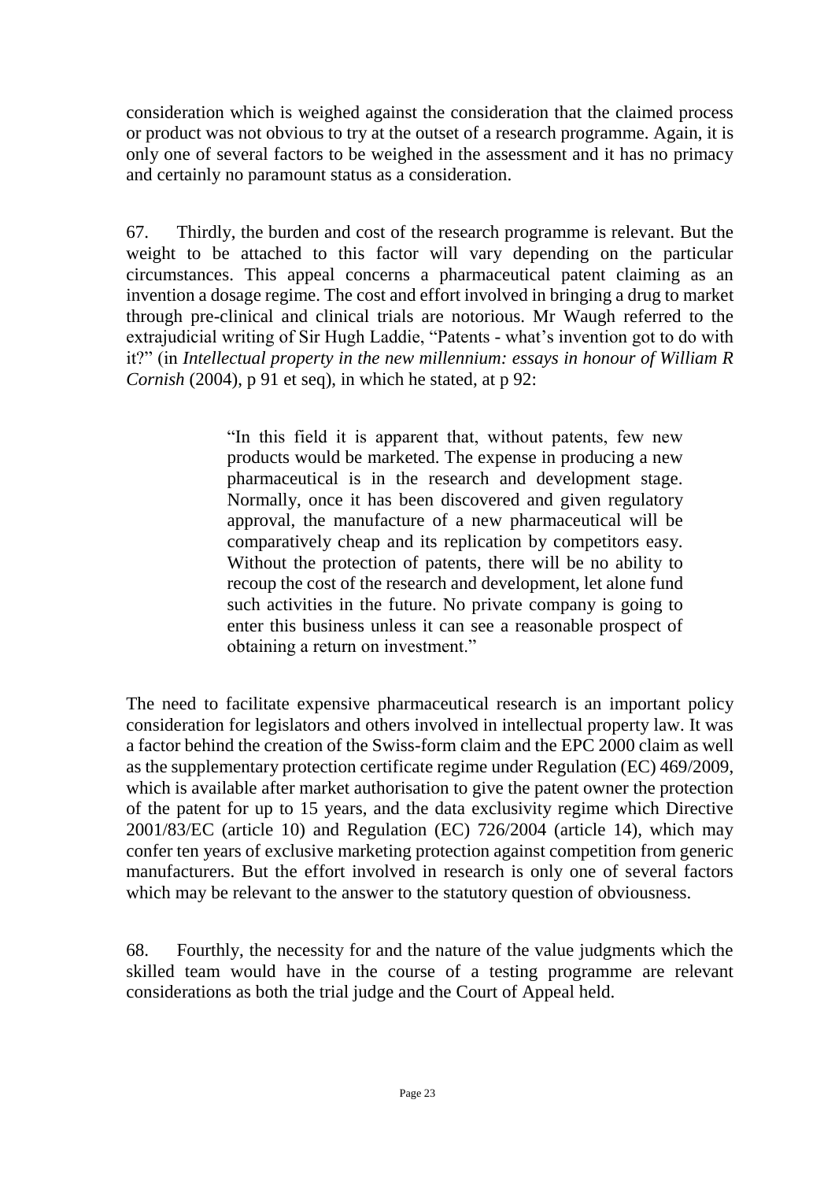consideration which is weighed against the consideration that the claimed process or product was not obvious to try at the outset of a research programme. Again, it is only one of several factors to be weighed in the assessment and it has no primacy and certainly no paramount status as a consideration.

67. Thirdly, the burden and cost of the research programme is relevant. But the weight to be attached to this factor will vary depending on the particular circumstances. This appeal concerns a pharmaceutical patent claiming as an invention a dosage regime. The cost and effort involved in bringing a drug to market through pre-clinical and clinical trials are notorious. Mr Waugh referred to the extrajudicial writing of Sir Hugh Laddie, "Patents - what's invention got to do with it?" (in *Intellectual property in the new millennium: essays in honour of William R Cornish* (2004), p 91 et seq), in which he stated, at p 92:

> "In this field it is apparent that, without patents, few new products would be marketed. The expense in producing a new pharmaceutical is in the research and development stage. Normally, once it has been discovered and given regulatory approval, the manufacture of a new pharmaceutical will be comparatively cheap and its replication by competitors easy. Without the protection of patents, there will be no ability to recoup the cost of the research and development, let alone fund such activities in the future. No private company is going to enter this business unless it can see a reasonable prospect of obtaining a return on investment."

The need to facilitate expensive pharmaceutical research is an important policy consideration for legislators and others involved in intellectual property law. It was a factor behind the creation of the Swiss-form claim and the EPC 2000 claim as well as the supplementary protection certificate regime under Regulation (EC) 469/2009, which is available after market authorisation to give the patent owner the protection of the patent for up to 15 years, and the data exclusivity regime which Directive 2001/83/EC (article 10) and Regulation (EC) 726/2004 (article 14), which may confer ten years of exclusive marketing protection against competition from generic manufacturers. But the effort involved in research is only one of several factors which may be relevant to the answer to the statutory question of obviousness.

68. Fourthly, the necessity for and the nature of the value judgments which the skilled team would have in the course of a testing programme are relevant considerations as both the trial judge and the Court of Appeal held.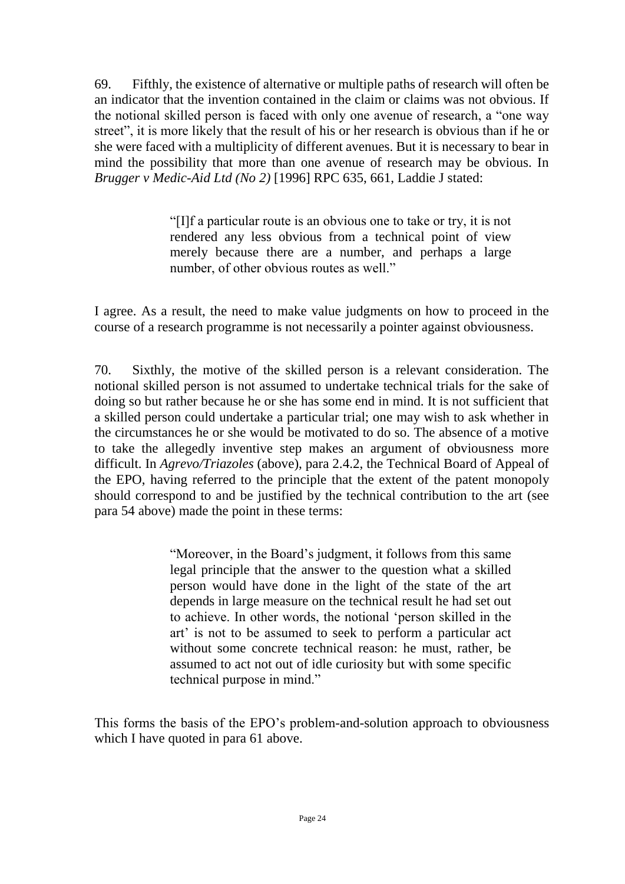69. Fifthly, the existence of alternative or multiple paths of research will often be an indicator that the invention contained in the claim or claims was not obvious. If the notional skilled person is faced with only one avenue of research, a "one way street", it is more likely that the result of his or her research is obvious than if he or she were faced with a multiplicity of different avenues. But it is necessary to bear in mind the possibility that more than one avenue of research may be obvious. In *Brugger v Medic-Aid Ltd (No 2)* [1996] RPC 635, 661, Laddie J stated:

> "[I]f a particular route is an obvious one to take or try, it is not rendered any less obvious from a technical point of view merely because there are a number, and perhaps a large number, of other obvious routes as well."

I agree. As a result, the need to make value judgments on how to proceed in the course of a research programme is not necessarily a pointer against obviousness.

70. Sixthly, the motive of the skilled person is a relevant consideration. The notional skilled person is not assumed to undertake technical trials for the sake of doing so but rather because he or she has some end in mind. It is not sufficient that a skilled person could undertake a particular trial; one may wish to ask whether in the circumstances he or she would be motivated to do so. The absence of a motive to take the allegedly inventive step makes an argument of obviousness more difficult. In *Agrevo/Triazoles* (above), para 2.4.2, the Technical Board of Appeal of the EPO, having referred to the principle that the extent of the patent monopoly should correspond to and be justified by the technical contribution to the art (see para 54 above) made the point in these terms:

> "Moreover, in the Board's judgment, it follows from this same legal principle that the answer to the question what a skilled person would have done in the light of the state of the art depends in large measure on the technical result he had set out to achieve. In other words, the notional 'person skilled in the art' is not to be assumed to seek to perform a particular act without some concrete technical reason: he must, rather, be assumed to act not out of idle curiosity but with some specific technical purpose in mind."

This forms the basis of the EPO's problem-and-solution approach to obviousness which I have quoted in para 61 above.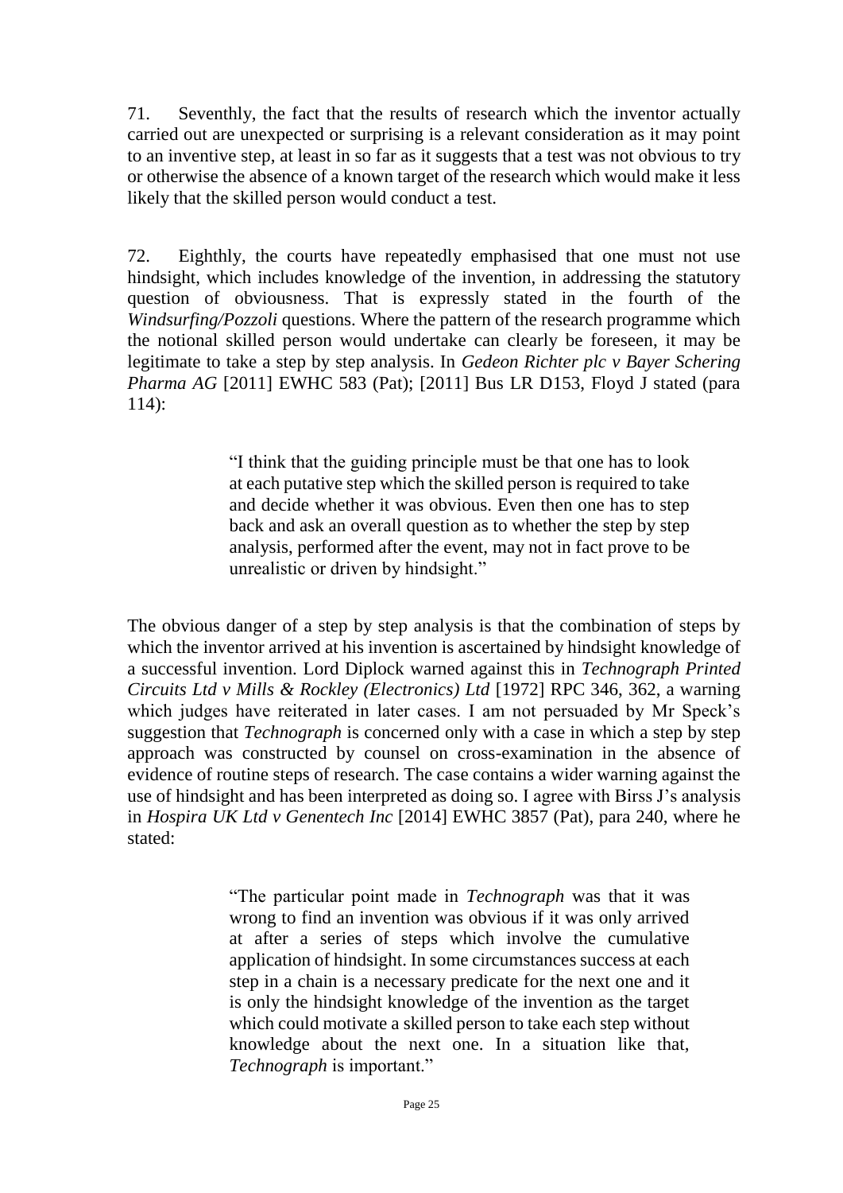71. Seventhly, the fact that the results of research which the inventor actually carried out are unexpected or surprising is a relevant consideration as it may point to an inventive step, at least in so far as it suggests that a test was not obvious to try or otherwise the absence of a known target of the research which would make it less likely that the skilled person would conduct a test.

72. Eighthly, the courts have repeatedly emphasised that one must not use hindsight, which includes knowledge of the invention, in addressing the statutory question of obviousness. That is expressly stated in the fourth of the *Windsurfing/Pozzoli* questions. Where the pattern of the research programme which the notional skilled person would undertake can clearly be foreseen, it may be legitimate to take a step by step analysis. In *Gedeon Richter plc v Bayer Schering Pharma AG* [2011] EWHC 583 (Pat); [2011] Bus LR D153, Floyd J stated (para 114):

> "I think that the guiding principle must be that one has to look at each putative step which the skilled person is required to take and decide whether it was obvious. Even then one has to step back and ask an overall question as to whether the step by step analysis, performed after the event, may not in fact prove to be unrealistic or driven by hindsight."

The obvious danger of a step by step analysis is that the combination of steps by which the inventor arrived at his invention is ascertained by hindsight knowledge of a successful invention. Lord Diplock warned against this in *Technograph Printed Circuits Ltd v Mills & Rockley (Electronics) Ltd* [1972] RPC 346, 362, a warning which judges have reiterated in later cases. I am not persuaded by Mr Speck's suggestion that *Technograph* is concerned only with a case in which a step by step approach was constructed by counsel on cross-examination in the absence of evidence of routine steps of research. The case contains a wider warning against the use of hindsight and has been interpreted as doing so. I agree with Birss J's analysis in *Hospira UK Ltd v Genentech Inc* [2014] EWHC 3857 (Pat), para 240, where he stated:

> "The particular point made in *Technograph* was that it was wrong to find an invention was obvious if it was only arrived at after a series of steps which involve the cumulative application of hindsight. In some circumstances success at each step in a chain is a necessary predicate for the next one and it is only the hindsight knowledge of the invention as the target which could motivate a skilled person to take each step without knowledge about the next one. In a situation like that, *Technograph* is important."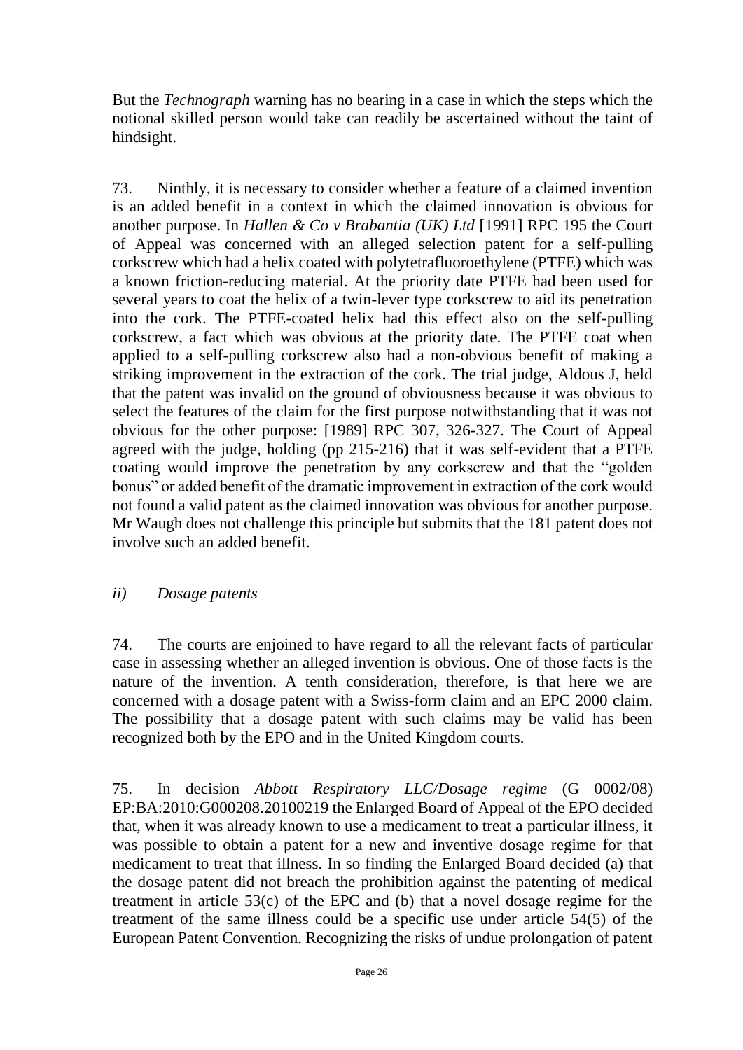But the *Technograph* warning has no bearing in a case in which the steps which the notional skilled person would take can readily be ascertained without the taint of hindsight.

73. Ninthly, it is necessary to consider whether a feature of a claimed invention is an added benefit in a context in which the claimed innovation is obvious for another purpose. In *Hallen & Co v Brabantia (UK) Ltd* [1991] RPC 195 the Court of Appeal was concerned with an alleged selection patent for a self-pulling corkscrew which had a helix coated with polytetrafluoroethylene (PTFE) which was a known friction-reducing material. At the priority date PTFE had been used for several years to coat the helix of a twin-lever type corkscrew to aid its penetration into the cork. The PTFE-coated helix had this effect also on the self-pulling corkscrew, a fact which was obvious at the priority date. The PTFE coat when applied to a self-pulling corkscrew also had a non-obvious benefit of making a striking improvement in the extraction of the cork. The trial judge, Aldous J, held that the patent was invalid on the ground of obviousness because it was obvious to select the features of the claim for the first purpose notwithstanding that it was not obvious for the other purpose: [1989] RPC 307, 326-327. The Court of Appeal agreed with the judge, holding (pp 215-216) that it was self-evident that a PTFE coating would improve the penetration by any corkscrew and that the "golden bonus" or added benefit of the dramatic improvement in extraction of the cork would not found a valid patent as the claimed innovation was obvious for another purpose. Mr Waugh does not challenge this principle but submits that the 181 patent does not involve such an added benefit.

### *ii) Dosage patents*

74. The courts are enjoined to have regard to all the relevant facts of particular case in assessing whether an alleged invention is obvious. One of those facts is the nature of the invention. A tenth consideration, therefore, is that here we are concerned with a dosage patent with a Swiss-form claim and an EPC 2000 claim. The possibility that a dosage patent with such claims may be valid has been recognized both by the EPO and in the United Kingdom courts.

75. In decision *Abbott Respiratory LLC/Dosage regime* (G 0002/08) EP:BA:2010:G000208.20100219 the Enlarged Board of Appeal of the EPO decided that, when it was already known to use a medicament to treat a particular illness, it was possible to obtain a patent for a new and inventive dosage regime for that medicament to treat that illness. In so finding the Enlarged Board decided (a) that the dosage patent did not breach the prohibition against the patenting of medical treatment in article 53(c) of the EPC and (b) that a novel dosage regime for the treatment of the same illness could be a specific use under article 54(5) of the European Patent Convention. Recognizing the risks of undue prolongation of patent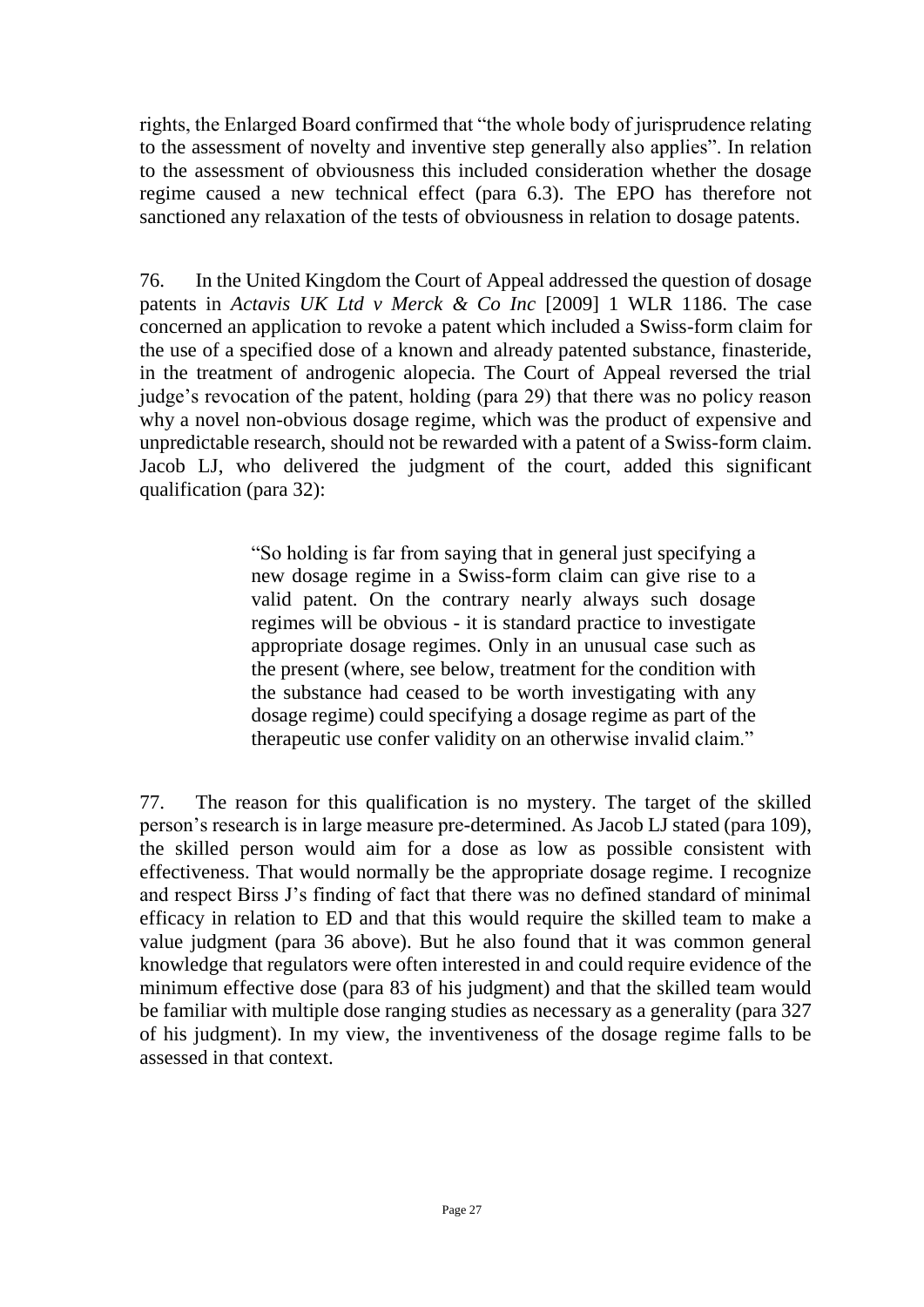rights, the Enlarged Board confirmed that "the whole body of jurisprudence relating to the assessment of novelty and inventive step generally also applies". In relation to the assessment of obviousness this included consideration whether the dosage regime caused a new technical effect (para 6.3). The EPO has therefore not sanctioned any relaxation of the tests of obviousness in relation to dosage patents.

76. In the United Kingdom the Court of Appeal addressed the question of dosage patents in *Actavis UK Ltd v Merck & Co Inc* [2009] 1 WLR 1186. The case concerned an application to revoke a patent which included a Swiss-form claim for the use of a specified dose of a known and already patented substance, finasteride, in the treatment of androgenic alopecia. The Court of Appeal reversed the trial judge's revocation of the patent, holding (para 29) that there was no policy reason why a novel non-obvious dosage regime, which was the product of expensive and unpredictable research, should not be rewarded with a patent of a Swiss-form claim. Jacob LJ, who delivered the judgment of the court, added this significant qualification (para 32):

> "So holding is far from saying that in general just specifying a new dosage regime in a Swiss-form claim can give rise to a valid patent. On the contrary nearly always such dosage regimes will be obvious - it is standard practice to investigate appropriate dosage regimes. Only in an unusual case such as the present (where, see below, treatment for the condition with the substance had ceased to be worth investigating with any dosage regime) could specifying a dosage regime as part of the therapeutic use confer validity on an otherwise invalid claim."

77. The reason for this qualification is no mystery. The target of the skilled person's research is in large measure pre-determined. As Jacob LJ stated (para 109), the skilled person would aim for a dose as low as possible consistent with effectiveness. That would normally be the appropriate dosage regime. I recognize and respect Birss J's finding of fact that there was no defined standard of minimal efficacy in relation to ED and that this would require the skilled team to make a value judgment (para 36 above). But he also found that it was common general knowledge that regulators were often interested in and could require evidence of the minimum effective dose (para 83 of his judgment) and that the skilled team would be familiar with multiple dose ranging studies as necessary as a generality (para 327 of his judgment). In my view, the inventiveness of the dosage regime falls to be assessed in that context.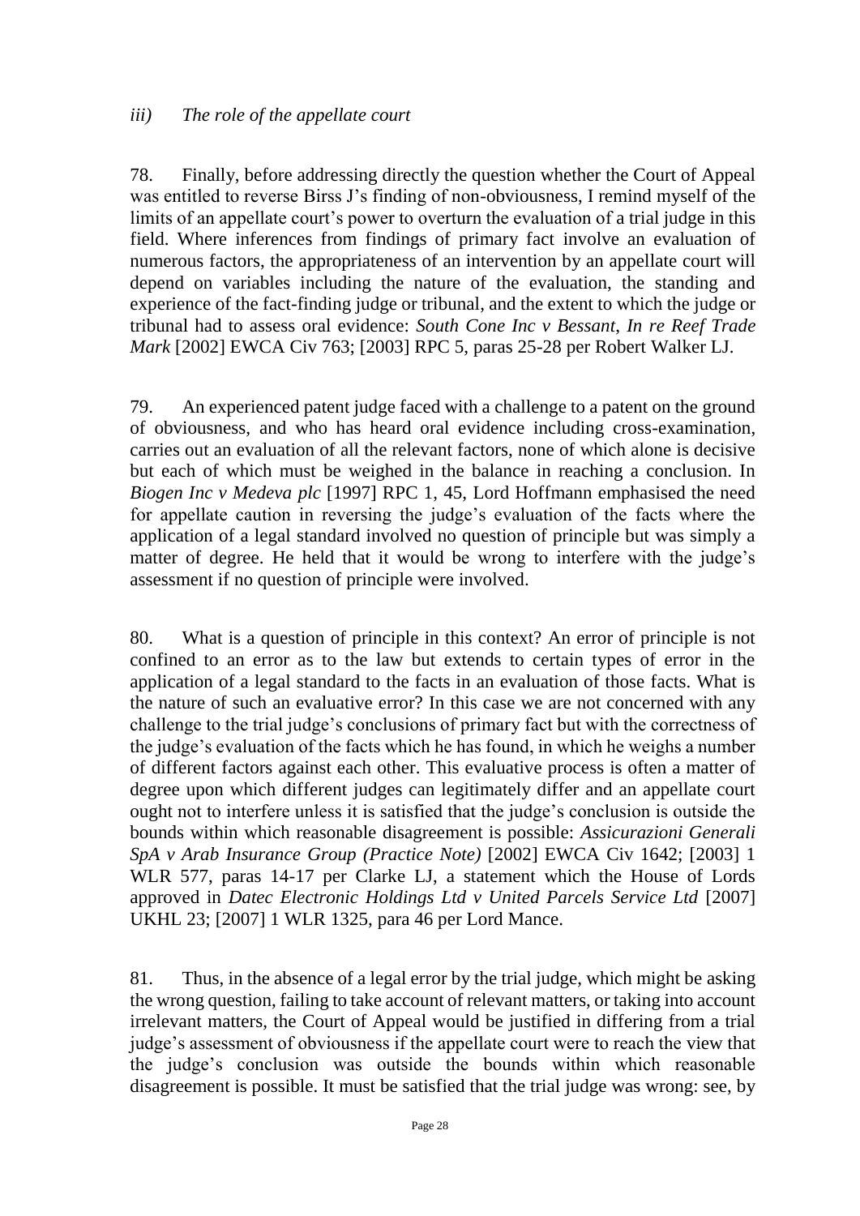### *iii) The role of the appellate court*

78. Finally, before addressing directly the question whether the Court of Appeal was entitled to reverse Birss J's finding of non-obviousness, I remind myself of the limits of an appellate court's power to overturn the evaluation of a trial judge in this field. Where inferences from findings of primary fact involve an evaluation of numerous factors, the appropriateness of an intervention by an appellate court will depend on variables including the nature of the evaluation, the standing and experience of the fact-finding judge or tribunal, and the extent to which the judge or tribunal had to assess oral evidence: *South Cone Inc v Bessant*, *In re Reef Trade Mark* [2002] EWCA Civ 763; [2003] RPC 5, paras 25-28 per Robert Walker LJ.

79. An experienced patent judge faced with a challenge to a patent on the ground of obviousness, and who has heard oral evidence including cross-examination, carries out an evaluation of all the relevant factors, none of which alone is decisive but each of which must be weighed in the balance in reaching a conclusion. In *Biogen Inc v Medeva plc* [1997] RPC 1, 45, Lord Hoffmann emphasised the need for appellate caution in reversing the judge's evaluation of the facts where the application of a legal standard involved no question of principle but was simply a matter of degree. He held that it would be wrong to interfere with the judge's assessment if no question of principle were involved.

80. What is a question of principle in this context? An error of principle is not confined to an error as to the law but extends to certain types of error in the application of a legal standard to the facts in an evaluation of those facts. What is the nature of such an evaluative error? In this case we are not concerned with any challenge to the trial judge's conclusions of primary fact but with the correctness of the judge's evaluation of the facts which he has found, in which he weighs a number of different factors against each other. This evaluative process is often a matter of degree upon which different judges can legitimately differ and an appellate court ought not to interfere unless it is satisfied that the judge's conclusion is outside the bounds within which reasonable disagreement is possible: *Assicurazioni Generali SpA v Arab Insurance Group (Practice Note)* [2002] EWCA Civ 1642; [2003] 1 WLR 577, paras 14-17 per Clarke LJ, a statement which the House of Lords approved in *Datec Electronic Holdings Ltd v United Parcels Service Ltd* [2007] UKHL 23; [2007] 1 WLR 1325, para 46 per Lord Mance.

81. Thus, in the absence of a legal error by the trial judge, which might be asking the wrong question, failing to take account of relevant matters, or taking into account irrelevant matters, the Court of Appeal would be justified in differing from a trial judge's assessment of obviousness if the appellate court were to reach the view that the judge's conclusion was outside the bounds within which reasonable disagreement is possible. It must be satisfied that the trial judge was wrong: see, by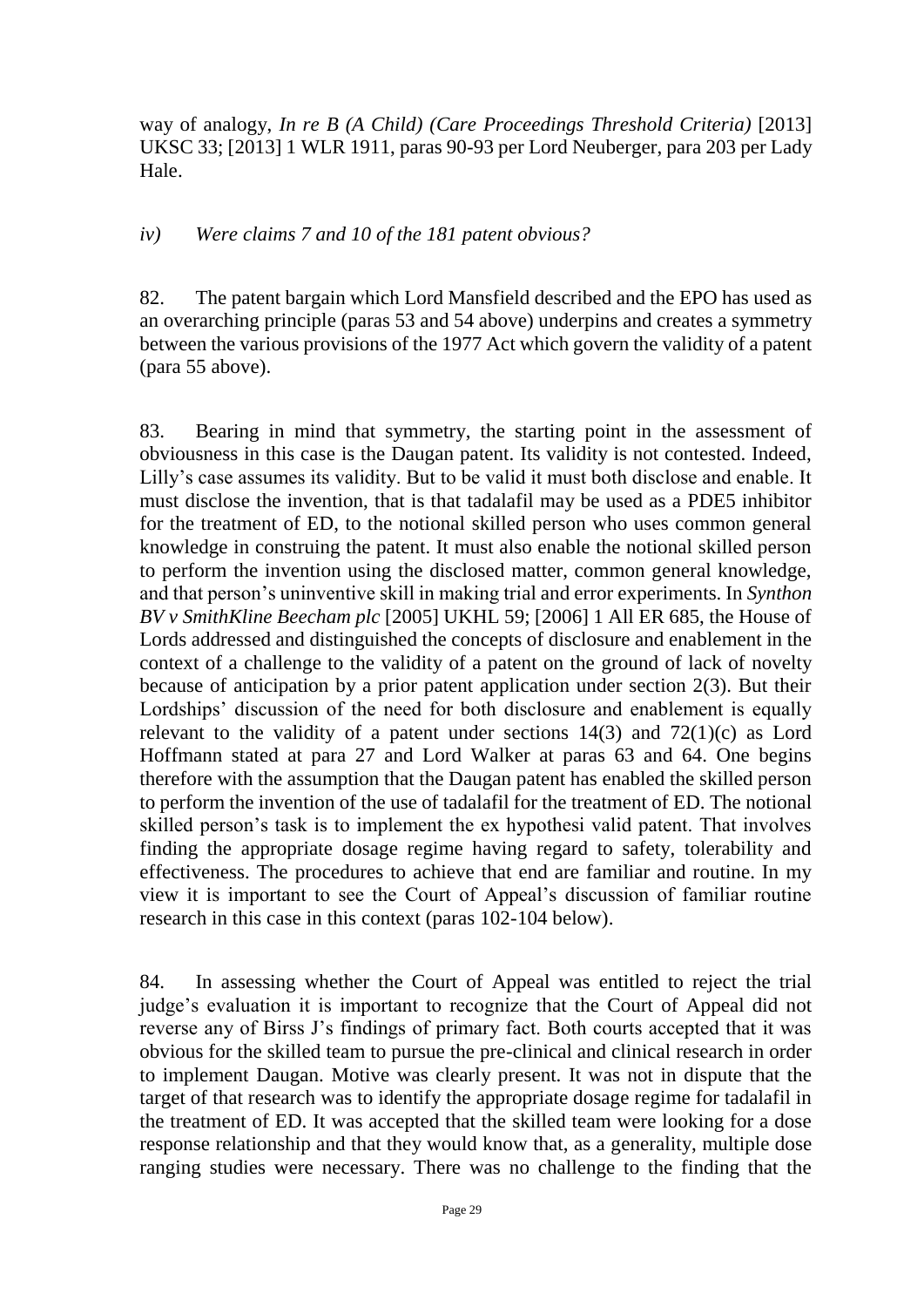way of analogy, *In re B (A Child) (Care Proceedings Threshold Criteria)* [2013] UKSC 33; [2013] 1 WLR 1911, paras 90-93 per Lord Neuberger, para 203 per Lady Hale.

*iv) Were claims 7 and 10 of the 181 patent obvious?*

82. The patent bargain which Lord Mansfield described and the EPO has used as an overarching principle (paras 53 and 54 above) underpins and creates a symmetry between the various provisions of the 1977 Act which govern the validity of a patent (para 55 above).

83. Bearing in mind that symmetry, the starting point in the assessment of obviousness in this case is the Daugan patent. Its validity is not contested. Indeed, Lilly's case assumes its validity. But to be valid it must both disclose and enable. It must disclose the invention, that is that tadalafil may be used as a PDE5 inhibitor for the treatment of ED, to the notional skilled person who uses common general knowledge in construing the patent. It must also enable the notional skilled person to perform the invention using the disclosed matter, common general knowledge, and that person's uninventive skill in making trial and error experiments. In *Synthon BV v SmithKline Beecham plc* [2005] UKHL 59; [2006] 1 All ER 685, the House of Lords addressed and distinguished the concepts of disclosure and enablement in the context of a challenge to the validity of a patent on the ground of lack of novelty because of anticipation by a prior patent application under section 2(3). But their Lordships' discussion of the need for both disclosure and enablement is equally relevant to the validity of a patent under sections 14(3) and 72(1)(c) as Lord Hoffmann stated at para 27 and Lord Walker at paras 63 and 64. One begins therefore with the assumption that the Daugan patent has enabled the skilled person to perform the invention of the use of tadalafil for the treatment of ED. The notional skilled person's task is to implement the ex hypothesi valid patent. That involves finding the appropriate dosage regime having regard to safety, tolerability and effectiveness. The procedures to achieve that end are familiar and routine. In my view it is important to see the Court of Appeal's discussion of familiar routine research in this case in this context (paras 102-104 below).

84. In assessing whether the Court of Appeal was entitled to reject the trial judge's evaluation it is important to recognize that the Court of Appeal did not reverse any of Birss J's findings of primary fact. Both courts accepted that it was obvious for the skilled team to pursue the pre-clinical and clinical research in order to implement Daugan. Motive was clearly present. It was not in dispute that the target of that research was to identify the appropriate dosage regime for tadalafil in the treatment of ED. It was accepted that the skilled team were looking for a dose response relationship and that they would know that, as a generality, multiple dose ranging studies were necessary. There was no challenge to the finding that the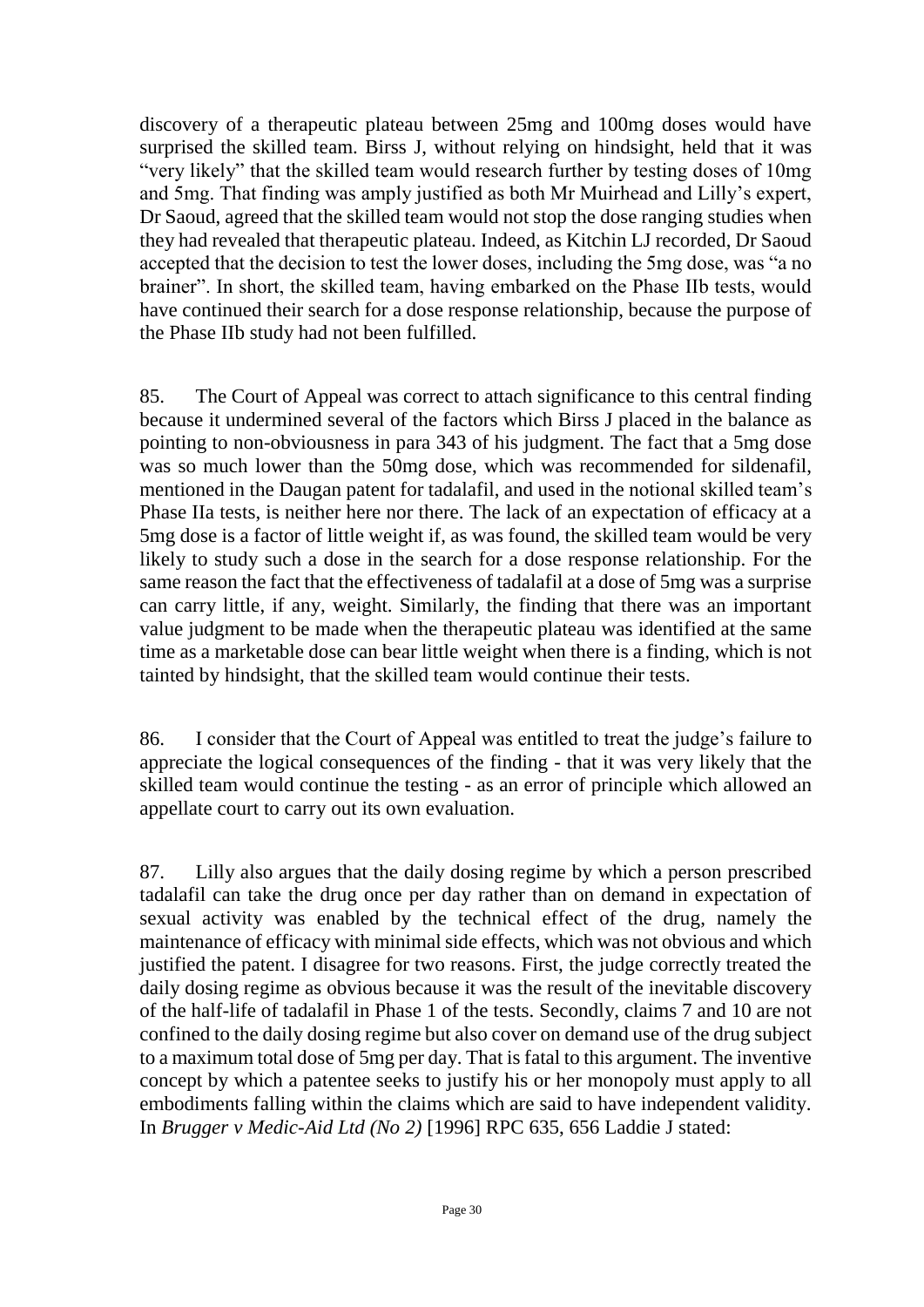discovery of a therapeutic plateau between 25mg and 100mg doses would have surprised the skilled team. Birss J, without relying on hindsight, held that it was "very likely" that the skilled team would research further by testing doses of 10mg and 5mg. That finding was amply justified as both Mr Muirhead and Lilly's expert, Dr Saoud, agreed that the skilled team would not stop the dose ranging studies when they had revealed that therapeutic plateau. Indeed, as Kitchin LJ recorded, Dr Saoud accepted that the decision to test the lower doses, including the 5mg dose, was "a no brainer". In short, the skilled team, having embarked on the Phase IIb tests, would have continued their search for a dose response relationship, because the purpose of the Phase IIb study had not been fulfilled.

85. The Court of Appeal was correct to attach significance to this central finding because it undermined several of the factors which Birss J placed in the balance as pointing to non-obviousness in para 343 of his judgment. The fact that a 5mg dose was so much lower than the 50mg dose, which was recommended for sildenafil, mentioned in the Daugan patent for tadalafil, and used in the notional skilled team's Phase IIa tests, is neither here nor there. The lack of an expectation of efficacy at a 5mg dose is a factor of little weight if, as was found, the skilled team would be very likely to study such a dose in the search for a dose response relationship. For the same reason the fact that the effectiveness of tadalafil at a dose of 5mg was a surprise can carry little, if any, weight. Similarly, the finding that there was an important value judgment to be made when the therapeutic plateau was identified at the same time as a marketable dose can bear little weight when there is a finding, which is not tainted by hindsight, that the skilled team would continue their tests.

86. I consider that the Court of Appeal was entitled to treat the judge's failure to appreciate the logical consequences of the finding - that it was very likely that the skilled team would continue the testing - as an error of principle which allowed an appellate court to carry out its own evaluation.

87. Lilly also argues that the daily dosing regime by which a person prescribed tadalafil can take the drug once per day rather than on demand in expectation of sexual activity was enabled by the technical effect of the drug, namely the maintenance of efficacy with minimal side effects, which was not obvious and which justified the patent. I disagree for two reasons. First, the judge correctly treated the daily dosing regime as obvious because it was the result of the inevitable discovery of the half-life of tadalafil in Phase 1 of the tests. Secondly, claims 7 and 10 are not confined to the daily dosing regime but also cover on demand use of the drug subject to a maximum total dose of 5mg per day. That is fatal to this argument. The inventive concept by which a patentee seeks to justify his or her monopoly must apply to all embodiments falling within the claims which are said to have independent validity. In *Brugger v Medic-Aid Ltd (No 2)* [1996] RPC 635, 656 Laddie J stated: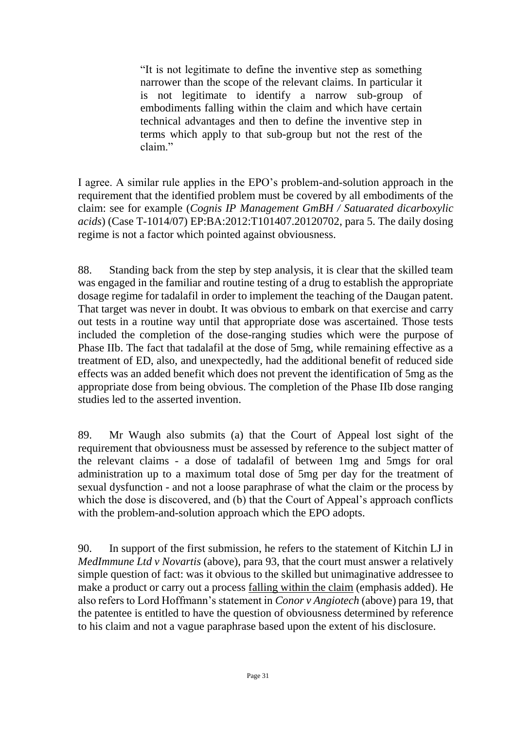> "It is not legitimate to define the inventive step as something narrower than the scope of the relevant claims. In particular it is not legitimate to identify a narrow sub-group of embodiments falling within the claim and which have certain technical advantages and then to define the inventive step in terms which apply to that sub-group but not the rest of the claim."

I agree. A similar rule applies in the EPO's problem-and-solution approach in the requirement that the identified problem must be covered by all embodiments of the claim: see for example (*Cognis IP Management GmBH / Satuarated dicarboxylic acids*) (Case T-1014/07) EP:BA:2012:T101407.20120702, para 5. The daily dosing regime is not a factor which pointed against obviousness.

88. Standing back from the step by step analysis, it is clear that the skilled team was engaged in the familiar and routine testing of a drug to establish the appropriate dosage regime for tadalafil in order to implement the teaching of the Daugan patent. That target was never in doubt. It was obvious to embark on that exercise and carry out tests in a routine way until that appropriate dose was ascertained. Those tests included the completion of the dose-ranging studies which were the purpose of Phase IIb. The fact that tadalafil at the dose of 5mg, while remaining effective as a treatment of ED, also, and unexpectedly, had the additional benefit of reduced side effects was an added benefit which does not prevent the identification of 5mg as the appropriate dose from being obvious. The completion of the Phase IIb dose ranging studies led to the asserted invention.

89. Mr Waugh also submits (a) that the Court of Appeal lost sight of the requirement that obviousness must be assessed by reference to the subject matter of the relevant claims - a dose of tadalafil of between 1mg and 5mgs for oral administration up to a maximum total dose of 5mg per day for the treatment of sexual dysfunction - and not a loose paraphrase of what the claim or the process by which the dose is discovered, and (b) that the Court of Appeal's approach conflicts with the problem-and-solution approach which the EPO adopts.

90. In support of the first submission, he refers to the statement of Kitchin LJ in *MedImmune Ltd v Novartis* (above), para 93, that the court must answer a relatively simple question of fact: was it obvious to the skilled but unimaginative addressee to make a product or carry out a process <u>falling within the claim</u> (emphasis added). He also refers to Lord Hoffmann's statement in *Conor v Angiotech* (above) para 19, that the patentee is entitled to have the question of obviousness determined by reference to his claim and not a vague paraphrase based upon the extent of his disclosure.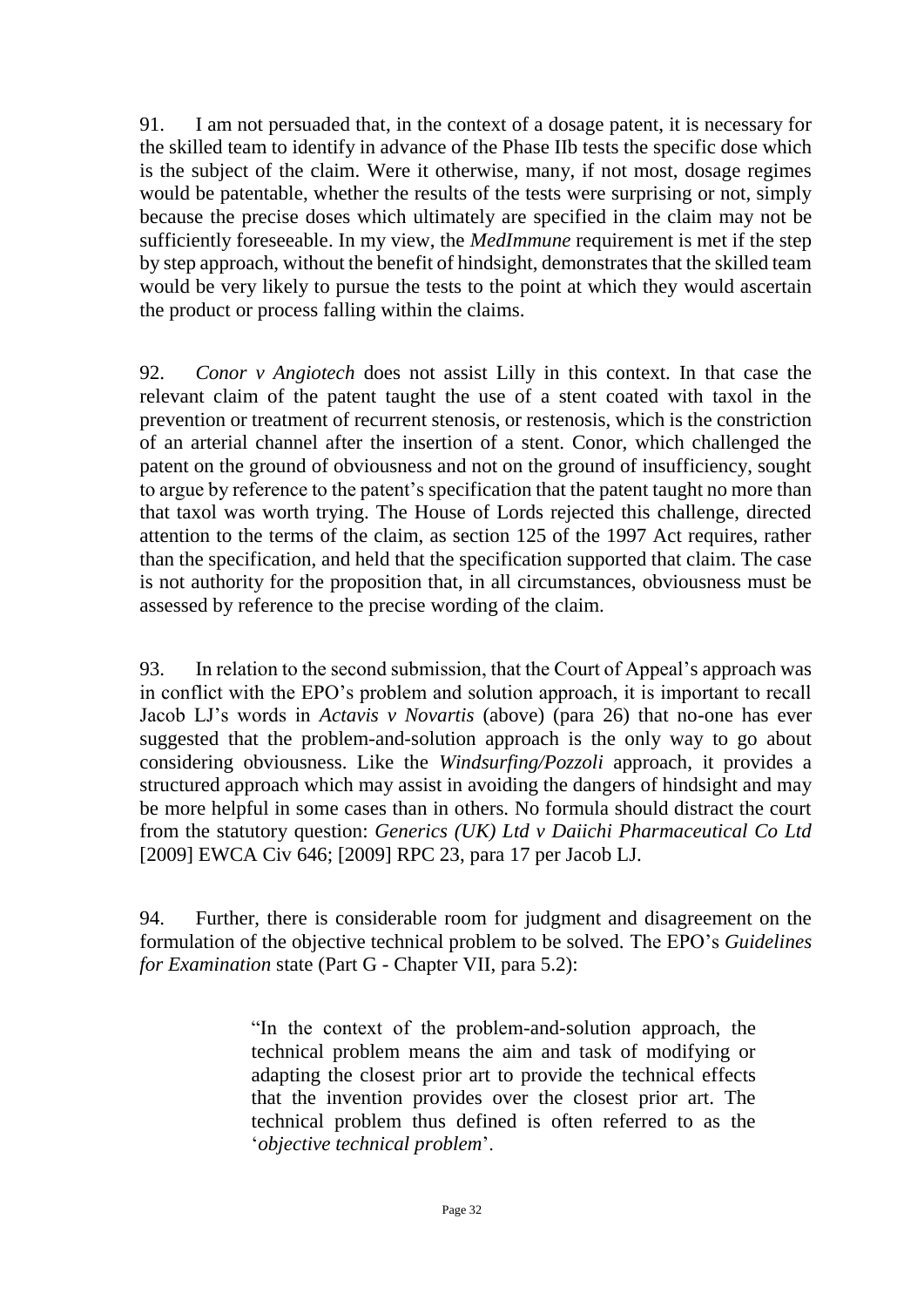91. I am not persuaded that, in the context of a dosage patent, it is necessary for the skilled team to identify in advance of the Phase IIb tests the specific dose which is the subject of the claim. Were it otherwise, many, if not most, dosage regimes would be patentable, whether the results of the tests were surprising or not, simply because the precise doses which ultimately are specified in the claim may not be sufficiently foreseeable. In my view, the *MedImmune* requirement is met if the step by step approach, without the benefit of hindsight, demonstrates that the skilled team would be very likely to pursue the tests to the point at which they would ascertain the product or process falling within the claims.

92. *Conor v Angiotech* does not assist Lilly in this context. In that case the relevant claim of the patent taught the use of a stent coated with taxol in the prevention or treatment of recurrent stenosis, or restenosis, which is the constriction of an arterial channel after the insertion of a stent. Conor, which challenged the patent on the ground of obviousness and not on the ground of insufficiency, sought to argue by reference to the patent's specification that the patent taught no more than that taxol was worth trying. The House of Lords rejected this challenge, directed attention to the terms of the claim, as section 125 of the 1997 Act requires, rather than the specification, and held that the specification supported that claim. The case is not authority for the proposition that, in all circumstances, obviousness must be assessed by reference to the precise wording of the claim.

93. In relation to the second submission, that the Court of Appeal's approach was in conflict with the EPO's problem and solution approach, it is important to recall Jacob LJ's words in *Actavis v Novartis* (above) (para 26) that no-one has ever suggested that the problem-and-solution approach is the only way to go about considering obviousness. Like the *Windsurfing/Pozzoli* approach, it provides a structured approach which may assist in avoiding the dangers of hindsight and may be more helpful in some cases than in others. No formula should distract the court from the statutory question: *Generics (UK) Ltd v Daiichi Pharmaceutical Co Ltd* [2009] EWCA Civ 646; [2009] RPC 23, para 17 per Jacob LJ.

94. Further, there is considerable room for judgment and disagreement on the formulation of the objective technical problem to be solved. The EPO's *Guidelines for Examination* state (Part G - Chapter VII, para 5.2):

> "In the context of the problem-and-solution approach, the technical problem means the aim and task of modifying or adapting the closest prior art to provide the technical effects that the invention provides over the closest prior art. The technical problem thus defined is often referred to as the '*objective technical problem*'.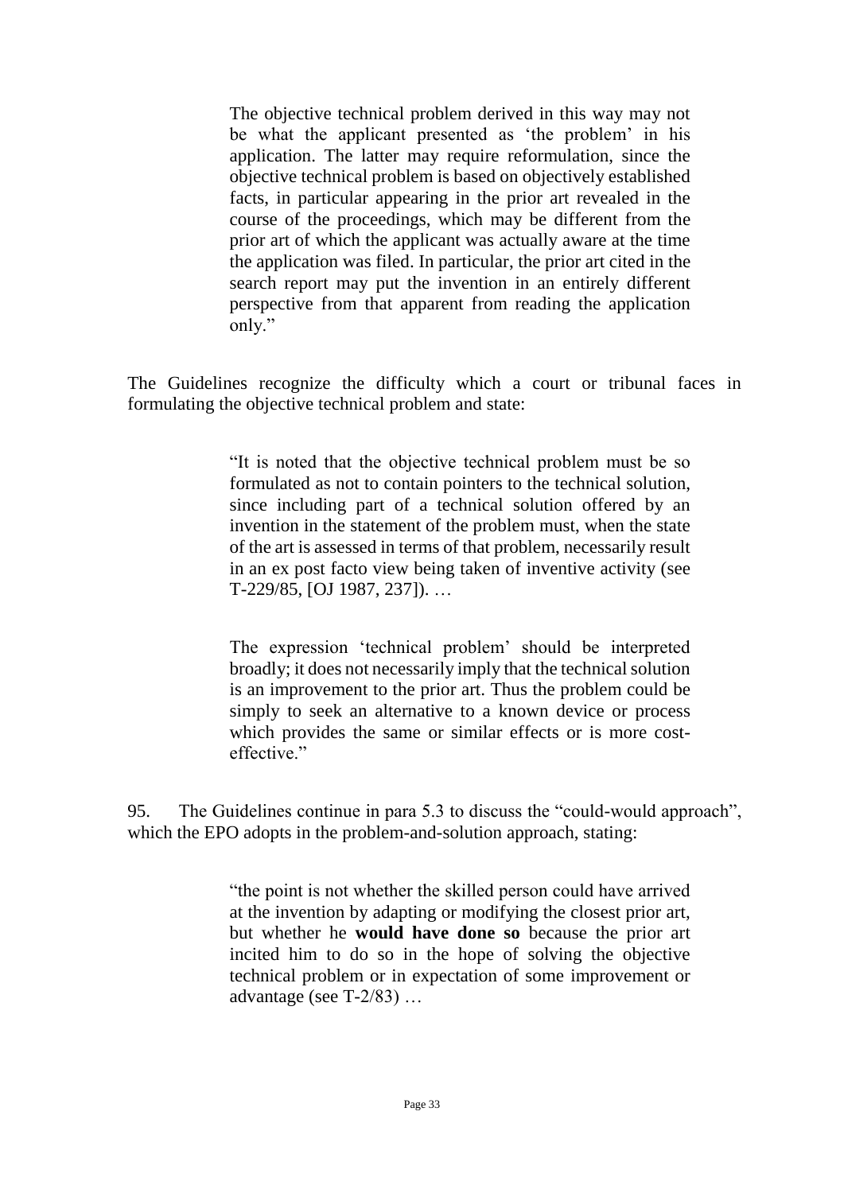> The objective technical problem derived in this way may not be what the applicant presented as 'the problem' in his application. The latter may require reformulation, since the objective technical problem is based on objectively established facts, in particular appearing in the prior art revealed in the course of the proceedings, which may be different from the prior art of which the applicant was actually aware at the time the application was filed. In particular, the prior art cited in the search report may put the invention in an entirely different perspective from that apparent from reading the application only."

The Guidelines recognize the difficulty which a court or tribunal faces in formulating the objective technical problem and state:

> "It is noted that the objective technical problem must be so formulated as not to contain pointers to the technical solution, since including part of a technical solution offered by an invention in the statement of the problem must, when the state of the art is assessed in terms of that problem, necessarily result in an ex post facto view being taken of inventive activity (see T-229/85, [OJ 1987, 237]). …
>
> The expression 'technical problem' should be interpreted broadly; it does not necessarily imply that the technical solution is an improvement to the prior art. Thus the problem could be simply to seek an alternative to a known device or process which provides the same or similar effects or is more cost-effective."

95. The Guidelines continue in para 5.3 to discuss the "could-would approach", which the EPO adopts in the problem-and-solution approach, stating:

> "the point is not whether the skilled person could have arrived at the invention by adapting or modifying the closest prior art, but whether he **would have done so** because the prior art incited him to do so in the hope of solving the objective technical problem or in expectation of some improvement or advantage (see T-2/83) …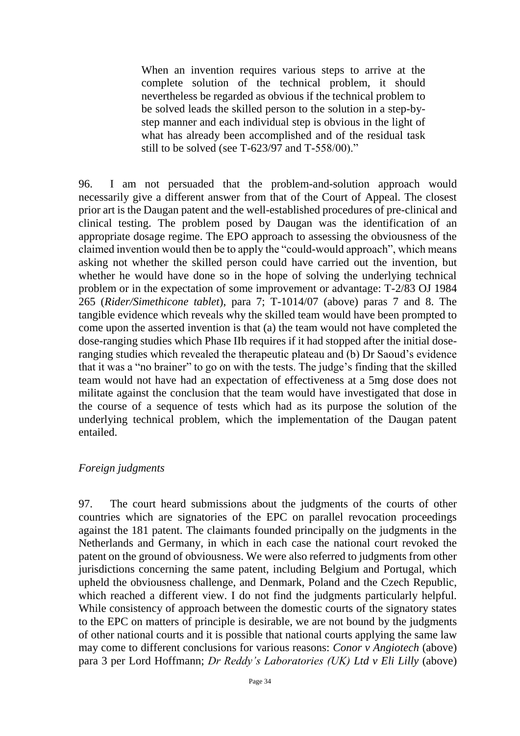> When an invention requires various steps to arrive at the complete solution of the technical problem, it should nevertheless be regarded as obvious if the technical problem to be solved leads the skilled person to the solution in a step-by-step manner and each individual step is obvious in the light of what has already been accomplished and of the residual task still to be solved (see T-623/97 and T-558/00)."

96. I am not persuaded that the problem-and-solution approach would necessarily give a different answer from that of the Court of Appeal. The closest prior art is the Daugan patent and the well-established procedures of pre-clinical and clinical testing. The problem posed by Daugan was the identification of an appropriate dosage regime. The EPO approach to assessing the obviousness of the claimed invention would then be to apply the "could-would approach", which means asking not whether the skilled person could have carried out the invention, but whether he would have done so in the hope of solving the underlying technical problem or in the expectation of some improvement or advantage: T-2/83 OJ 1984 265 (*Rider/Simethicone tablet*), para 7; T-1014/07 (above) paras 7 and 8. The tangible evidence which reveals why the skilled team would have been prompted to come upon the asserted invention is that (a) the team would not have completed the dose-ranging studies which Phase IIb requires if it had stopped after the initial dose-ranging studies which revealed the therapeutic plateau and (b) Dr Saoud's evidence that it was a "no brainer" to go on with the tests. The judge's finding that the skilled team would not have had an expectation of effectiveness at a 5mg dose does not militate against the conclusion that the team would have investigated that dose in the course of a sequence of tests which had as its purpose the solution of the underlying technical problem, which the implementation of the Daugan patent entailed.

*Foreign judgments*

97. The court heard submissions about the judgments of the courts of other countries which are signatories of the EPC on parallel revocation proceedings against the 181 patent. The claimants founded principally on the judgments in the Netherlands and Germany, in which in each case the national court revoked the patent on the ground of obviousness. We were also referred to judgments from other jurisdictions concerning the same patent, including Belgium and Portugal, which upheld the obviousness challenge, and Denmark, Poland and the Czech Republic, which reached a different view. I do not find the judgments particularly helpful. While consistency of approach between the domestic courts of the signatory states to the EPC on matters of principle is desirable, we are not bound by the judgments of other national courts and it is possible that national courts applying the same law may come to different conclusions for various reasons: *Conor v Angiotech* (above) para 3 per Lord Hoffmann; *Dr Reddy's Laboratories (UK) Ltd v Eli Lilly* (above)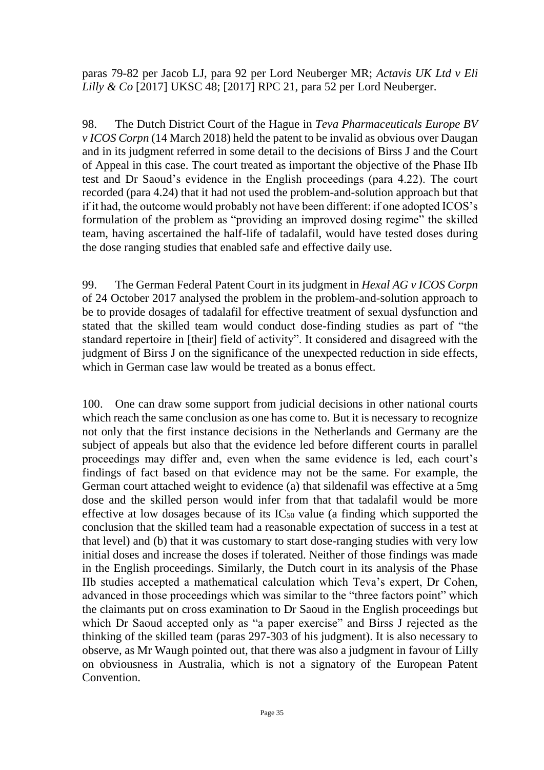paras 79-82 per Jacob LJ, para 92 per Lord Neuberger MR; *Actavis UK Ltd v Eli Lilly & Co* [2017] UKSC 48; [2017] RPC 21, para 52 per Lord Neuberger.

98. The Dutch District Court of the Hague in *Teva Pharmaceuticals Europe BV v ICOS Corpn* (14 March 2018) held the patent to be invalid as obvious over Daugan and in its judgment referred in some detail to the decisions of Birss J and the Court of Appeal in this case. The court treated as important the objective of the Phase IIb test and Dr Saoud's evidence in the English proceedings (para 4.22). The court recorded (para 4.24) that it had not used the problem-and-solution approach but that if it had, the outcome would probably not have been different: if one adopted ICOS's formulation of the problem as "providing an improved dosing regime" the skilled team, having ascertained the half-life of tadalafil, would have tested doses during the dose ranging studies that enabled safe and effective daily use.

99. The German Federal Patent Court in its judgment in *Hexal AG v ICOS Corpn* of 24 October 2017 analysed the problem in the problem-and-solution approach to be to provide dosages of tadalafil for effective treatment of sexual dysfunction and stated that the skilled team would conduct dose-finding studies as part of "the standard repertoire in [their] field of activity". It considered and disagreed with the judgment of Birss J on the significance of the unexpected reduction in side effects, which in German case law would be treated as a bonus effect.

100. One can draw some support from judicial decisions in other national courts which reach the same conclusion as one has come to. But it is necessary to recognize not only that the first instance decisions in the Netherlands and Germany are the subject of appeals but also that the evidence led before different courts in parallel proceedings may differ and, even when the same evidence is led, each court's findings of fact based on that evidence may not be the same. For example, the German court attached weight to evidence (a) that sildenafil was effective at a 5mg dose and the skilled person would infer from that that tadalafil would be more effective at low dosages because of its $IC_{50}$ value (a finding which supported the conclusion that the skilled team had a reasonable expectation of success in a test at that level) and (b) that it was customary to start dose-ranging studies with very low initial doses and increase the doses if tolerated. Neither of those findings was made in the English proceedings. Similarly, the Dutch court in its analysis of the Phase IIb studies accepted a mathematical calculation which Teva's expert, Dr Cohen, advanced in those proceedings which was similar to the "three factors point" which the claimants put on cross examination to Dr Saoud in the English proceedings but which Dr Saoud accepted only as "a paper exercise" and Birss J rejected as the thinking of the skilled team (paras 297-303 of his judgment). It is also necessary to observe, as Mr Waugh pointed out, that there was also a judgment in favour of Lilly on obviousness in Australia, which is not a signatory of the European Patent Convention.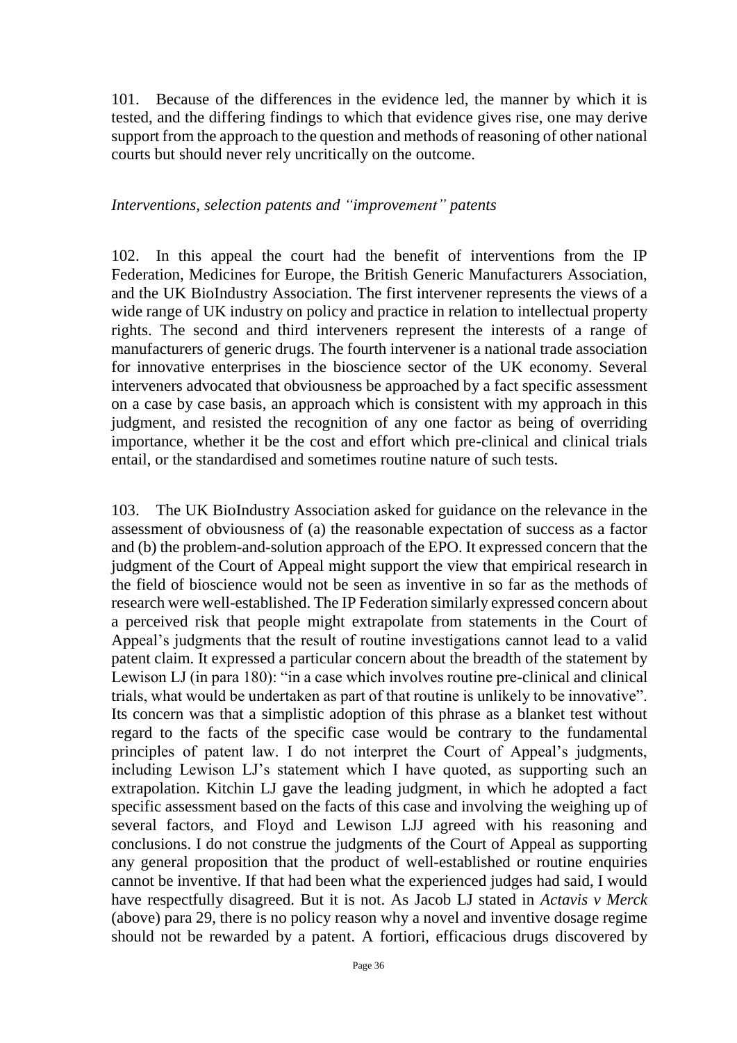101. Because of the differences in the evidence led, the manner by which it is tested, and the differing findings to which that evidence gives rise, one may derive support from the approach to the question and methods of reasoning of other national courts but should never rely uncritically on the outcome.

*Interventions, selection patents and "improvement" patents*

102. In this appeal the court had the benefit of interventions from the IP Federation, Medicines for Europe, the British Generic Manufacturers Association, and the UK BioIndustry Association. The first intervener represents the views of a wide range of UK industry on policy and practice in relation to intellectual property rights. The second and third interveners represent the interests of a range of manufacturers of generic drugs. The fourth intervener is a national trade association for innovative enterprises in the bioscience sector of the UK economy. Several interveners advocated that obviousness be approached by a fact specific assessment on a case by case basis, an approach which is consistent with my approach in this judgment, and resisted the recognition of any one factor as being of overriding importance, whether it be the cost and effort which pre-clinical and clinical trials entail, or the standardised and sometimes routine nature of such tests.

103. The UK BioIndustry Association asked for guidance on the relevance in the assessment of obviousness of (a) the reasonable expectation of success as a factor and (b) the problem-and-solution approach of the EPO. It expressed concern that the judgment of the Court of Appeal might support the view that empirical research in the field of bioscience would not be seen as inventive in so far as the methods of research were well-established. The IP Federation similarly expressed concern about a perceived risk that people might extrapolate from statements in the Court of Appeal's judgments that the result of routine investigations cannot lead to a valid patent claim. It expressed a particular concern about the breadth of the statement by Lewison LJ (in para 180): "in a case which involves routine pre-clinical and clinical trials, what would be undertaken as part of that routine is unlikely to be innovative". Its concern was that a simplistic adoption of this phrase as a blanket test without regard to the facts of the specific case would be contrary to the fundamental principles of patent law. I do not interpret the Court of Appeal's judgments, including Lewison LJ's statement which I have quoted, as supporting such an extrapolation. Kitchin LJ gave the leading judgment, in which he adopted a fact specific assessment based on the facts of this case and involving the weighing up of several factors, and Floyd and Lewison LJJ agreed with his reasoning and conclusions. I do not construe the judgments of the Court of Appeal as supporting any general proposition that the product of well-established or routine enquiries cannot be inventive. If that had been what the experienced judges had said, I would have respectfully disagreed. But it is not. As Jacob LJ stated in *Actavis v Merck* (above) para 29, there is no policy reason why a novel and inventive dosage regime should not be rewarded by a patent. A fortiori, efficacious drugs discovered by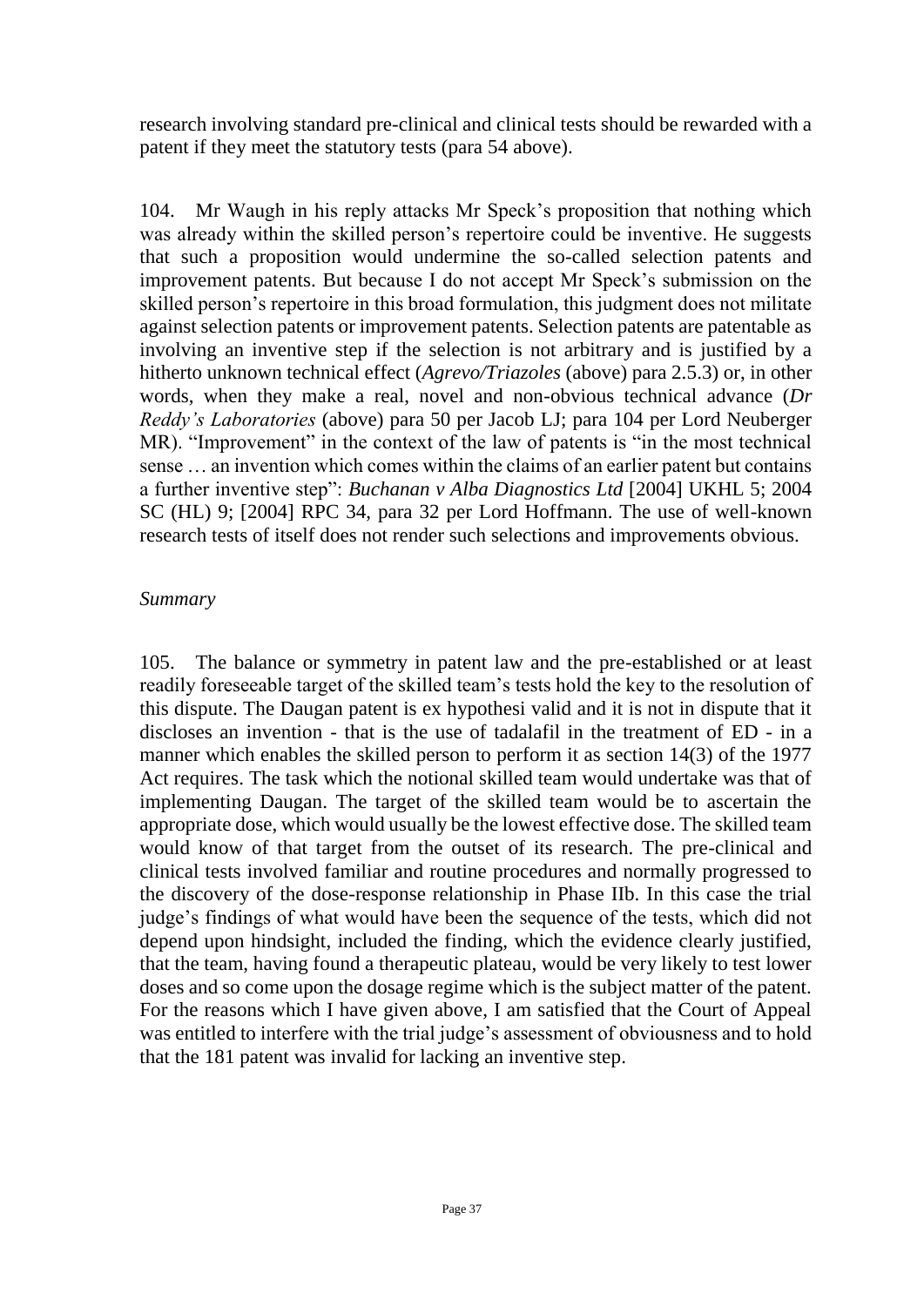research involving standard pre-clinical and clinical tests should be rewarded with a patent if they meet the statutory tests (para 54 above).

104. Mr Waugh in his reply attacks Mr Speck's proposition that nothing which was already within the skilled person's repertoire could be inventive. He suggests that such a proposition would undermine the so-called selection patents and improvement patents. But because I do not accept Mr Speck's submission on the skilled person's repertoire in this broad formulation, this judgment does not militate against selection patents or improvement patents. Selection patents are patentable as involving an inventive step if the selection is not arbitrary and is justified by a hitherto unknown technical effect (*Agrevo/Triazoles* (above) para 2.5.3) or, in other words, when they make a real, novel and non-obvious technical advance (*Dr Reddy's Laboratories* (above) para 50 per Jacob LJ; para 104 per Lord Neuberger MR). "Improvement" in the context of the law of patents is "in the most technical sense … an invention which comes within the claims of an earlier patent but contains a further inventive step": *Buchanan v Alba Diagnostics Ltd* [2004] UKHL 5; 2004 SC (HL) 9; [2004] RPC 34, para 32 per Lord Hoffmann. The use of well-known research tests of itself does not render such selections and improvements obvious.

*Summary*

105. The balance or symmetry in patent law and the pre-established or at least readily foreseeable target of the skilled team's tests hold the key to the resolution of this dispute. The Daugan patent is ex hypothesi valid and it is not in dispute that it discloses an invention - that is the use of tadalafil in the treatment of ED - in a manner which enables the skilled person to perform it as section 14(3) of the 1977 Act requires. The task which the notional skilled team would undertake was that of implementing Daugan. The target of the skilled team would be to ascertain the appropriate dose, which would usually be the lowest effective dose. The skilled team would know of that target from the outset of its research. The pre-clinical and clinical tests involved familiar and routine procedures and normally progressed to the discovery of the dose-response relationship in Phase IIb. In this case the trial judge's findings of what would have been the sequence of the tests, which did not depend upon hindsight, included the finding, which the evidence clearly justified, that the team, having found a therapeutic plateau, would be very likely to test lower doses and so come upon the dosage regime which is the subject matter of the patent. For the reasons which I have given above, I am satisfied that the Court of Appeal was entitled to interfere with the trial judge's assessment of obviousness and to hold that the 181 patent was invalid for lacking an inventive step.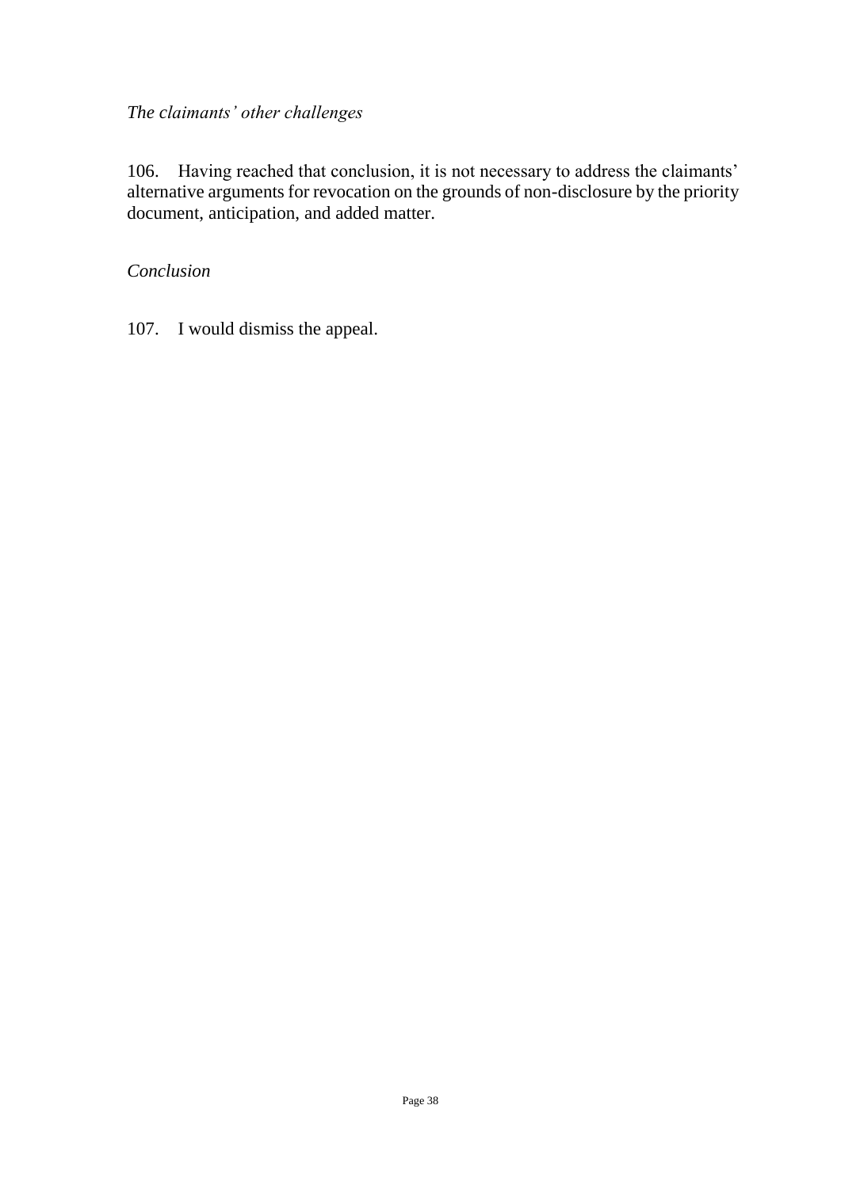*The claimants' other challenges*

106. Having reached that conclusion, it is not necessary to address the claimants' alternative arguments for revocation on the grounds of non-disclosure by the priority document, anticipation, and added matter.

*Conclusion*

107. I would dismiss the appeal.